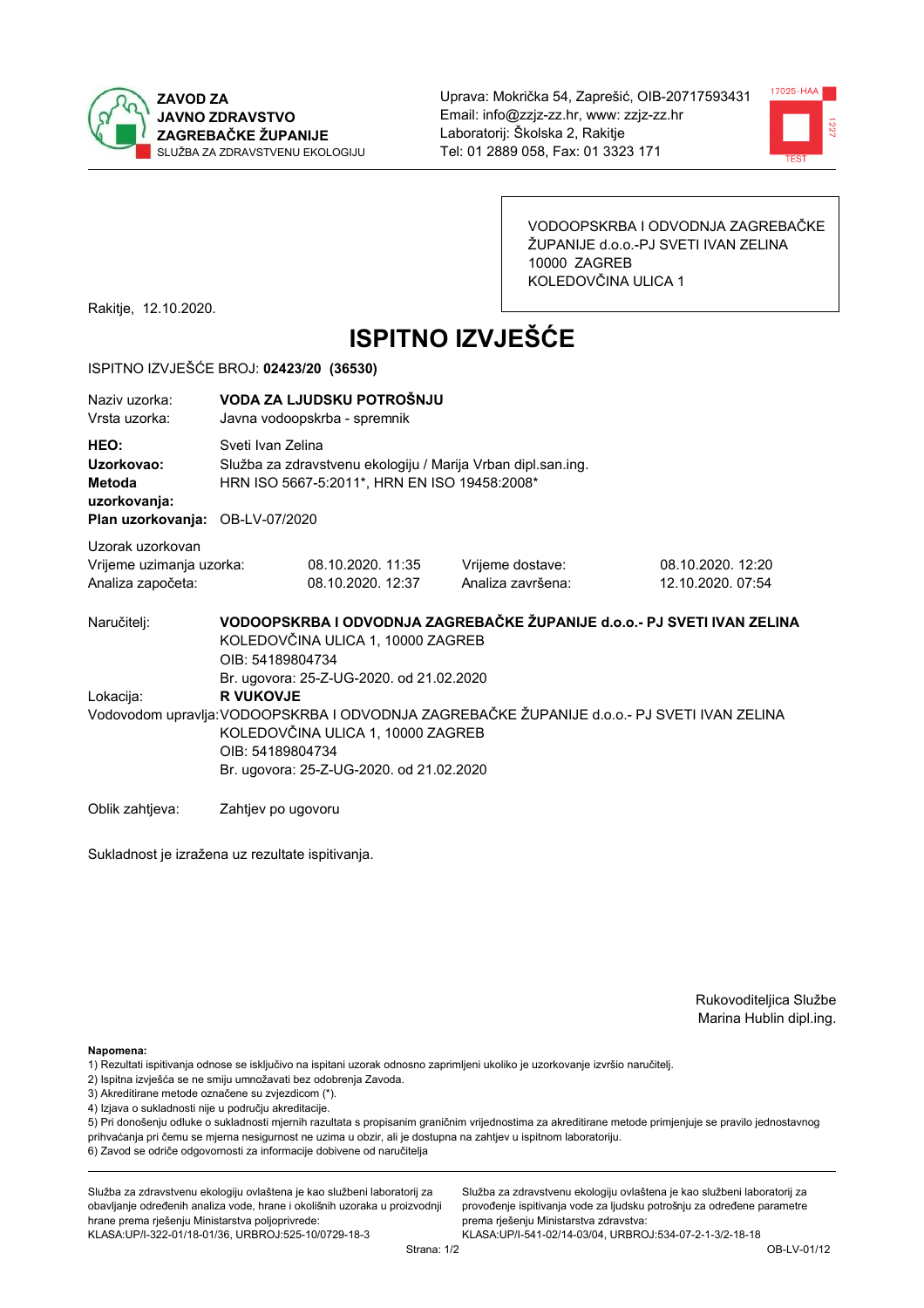**ZAVOD ZA JAVNO ZDRAVSTVO ZAGREBAČKE ŽUPANIJE**
SLUŽBA ZA ZDRAVSTVENU EKOLOGIJU

Uprava: Mokrička 54, Zaprešić, OIB-20717593431
Email: info@zzjz-zz.hr, www: zzjz-zz.hr
Laboratorij: Školska 2, Rakitje
Tel: 01 2889 058, Fax: 01 3323 171

VODOOPSKRBA I ODVODNJA ZAGREBAČKE ŽUPANIJE d.o.o.-PJ SVETI IVAN ZELINA
10000 ZAGREB
KOLEDOVČINA ULICA 1

Rakitje, 12.10.2020.

# ISPITNO IZVJEŠĆE

ISPITNO IZVJEŠĆE BROJ: **02423/20 (36530)**

Naziv uzorka: **VODA ZA LJUDSKU POTROŠNJU**
Vrsta uzorka: Javna vodoopskrba - spremnik

**HEO:** Sveti Ivan Zelina
**Uzorkovao:** Služba za zdravstvenu ekologiju / Marija Vrban dipl.san.ing.
**Metoda uzorkovanja:** HRN ISO 5667-5:2011*, HRN EN ISO 19458:2008*
**Plan uzorkovanja:** OB-LV-07/2020

Uzorak uzorkovan

| | | | |
|---|---|---|---|
| Vrijeme uzimanja uzorka: | 08.10.2020. 11:35 | Vrijeme dostave: | 08.10.2020. 12:20 |
| Analiza započeta: | 08.10.2020. 12:37 | Analiza završena: | 12.10.2020. 07:54 |

Naručitelj: **VODOOPSKRBA I ODVODNJA ZAGREBAČKE ŽUPANIJE d.o.o.- PJ SVETI IVAN ZELINA**
KOLEDOVČINA ULICA 1, 10000 ZAGREB
OIB: 54189804734
Br. ugovora: 25-Z-UG-2020. od 21.02.2020

Lokacija: **R VUKOVJE**

Vodovodom upravlja: VODOOPSKRBA I ODVODNJA ZAGREBAČKE ŽUPANIJE d.o.o.- PJ SVETI IVAN ZELINA
KOLEDOVČINA ULICA 1, 10000 ZAGREB
OIB: 54189804734
Br. ugovora: 25-Z-UG-2020. od 21.02.2020

Oblik zahtjeva: Zahtjev po ugovoru

Sukladnost je izražena uz rezultate ispitivanja.

Rukovoditeljica Službe
Marina Hublin dipl.ing.

**Napomena:**
1) Rezultati ispitivanja odnose se isključivo na ispitani uzorak odnosno zaprimljeni ukoliko je uzorkovanje izvršio naručitelj.
2) Ispitna izvješća se ne smiju umnožavati bez odobrenja Zavoda.
3) Akreditirane metode označene su zvjezdicom (*).
4) Izjava o sukladnosti nije u području akreditacije.
5) Pri donošenju odluke o sukladnosti mjernih razultata s propisanim graničnim vrijednostima za akreditirane metode primjenjuje se pravilo jednostavnog prihvaćanja pri čemu se mjerna nesigurnost ne uzima u obzir, ali je dostupna na zahtjev u ispitnom laboratoriju.
6) Zavod se odriče odgovornosti za informacije dobivene od naručitelja

Služba za zdravstvenu ekologiju ovlaštena je kao službeni laboratorij za obavljanje određenih analiza vode, hrane i okolišnih uzoraka u proizvodnji hrane prema rješenju Ministarstva poljoprivrede:
KLASA:UP/I-322-01/18-01/36, URBROJ:525-10/0729-18-3

Služba za zdravstvenu ekologiju ovlaštena je kao službeni laboratorij za provođenje ispitivanja vode za ljudsku potrošnju za određene parametre prema rješenju Ministarstva zdravstva:
KLASA:UP/I-541-02/14-03/04, URBROJ:534-07-2-1-3/2-18-18

OB-LV-01/12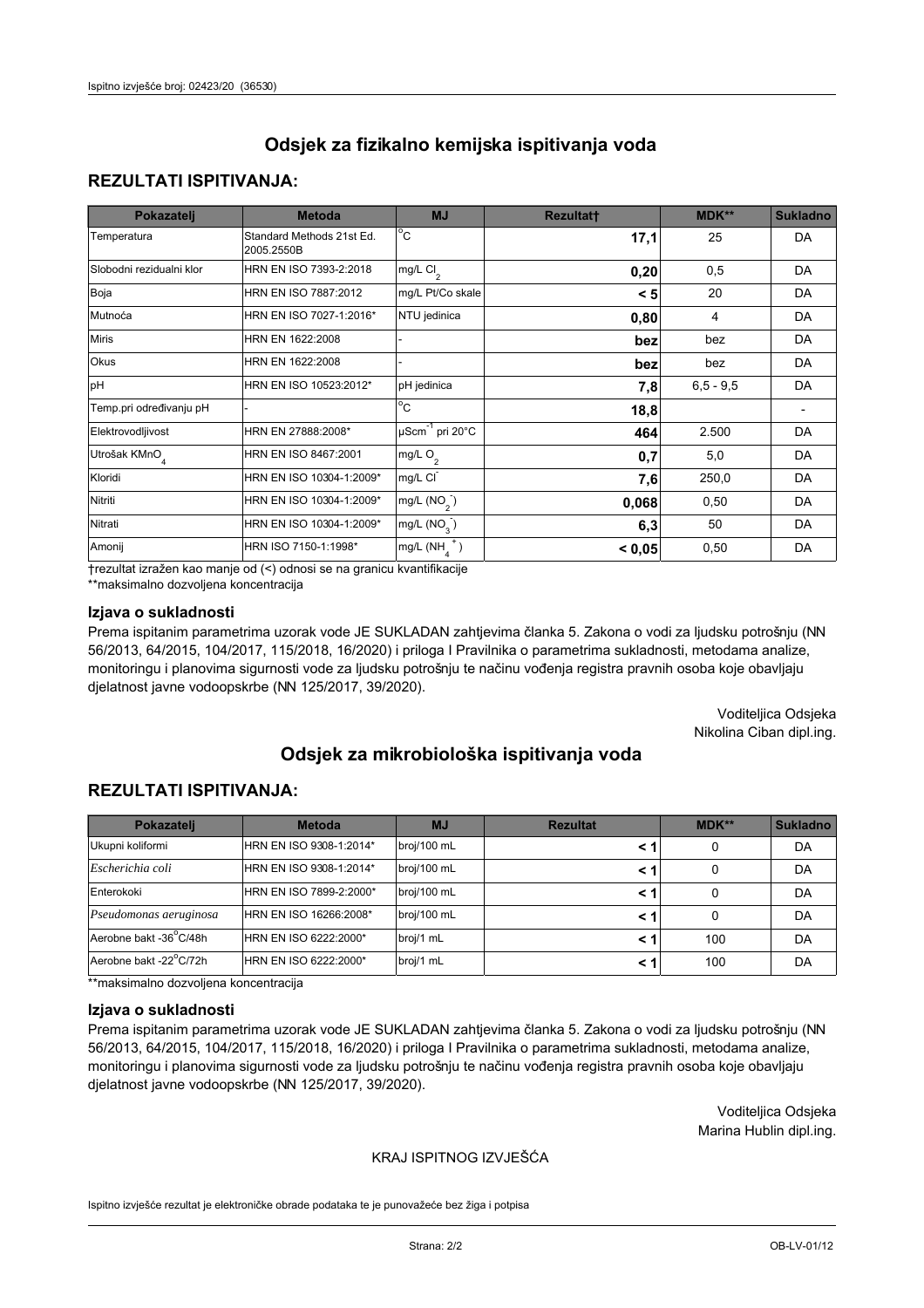## Odsjek za fizikalno kemijska ispitivanja voda

### REZULTATI ISPITIVANJA:

| Pokazatelj | Metoda | MJ | Rezultat† | MDK** | Sukladno |
|---|---|---|---|---|---|
| Temperatura | Standard Methods 21st Ed. 2005.2550B | °C | **17,1** | 25 | DA |
| Slobodni rezidualni klor | HRN EN ISO 7393-2:2018 | mg/L $Cl_2$ | **0,20** | 0,5 | DA |
| Boja | HRN EN ISO 7887:2012 | mg/L Pt/Co skale | **< 5** | 20 | DA |
| Mutnoća | HRN EN ISO 7027-1:2016* | NTU jedinica | **0,80** | 4 | DA |
| Miris | HRN EN 1622:2008 | - | **bez** | bez | DA |
| Okus | HRN EN 1622:2008 | - | **bez** | bez | DA |
| pH | HRN EN ISO 10523:2012* | pH jedinica | **7,8** | 6,5 - 9,5 | DA |
| Temp.pri određivanju pH | - | °C | **18,8** | | - |
| Elektrovodljivost | HRN EN 27888:2008* | $\mu Scm^{-1}$ pri 20°C | **464** | 2.500 | DA |
| Utrošak $KMnO_4$ | HRN EN ISO 8467:2001 | mg/L $O_2$ | **0,7** | 5,0 | DA |
| Kloridi | HRN EN ISO 10304-1:2009* | mg/L $Cl^-$ | **7,6** | 250,0 | DA |
| Nitriti | HRN EN ISO 10304-1:2009* | mg/L ($NO_2^-$) | **0,068** | 0,50 | DA |
| Nitrati | HRN EN ISO 10304-1:2009* | mg/L ($NO_3^-$) | **6,3** | 50 | DA |
| Amonij | HRN ISO 7150-1:1998* | mg/L ($NH_4^+$) | **< 0,05** | 0,50 | DA |

†rezultat izražen kao manje od (<) odnosi se na granicu kvantifikacije

**maksimalno dozvoljena koncentracija

### Izjava o sukladnosti

Prema ispitanim parametrima uzorak vode JE SUKLADAN zahtjevima članka 5. Zakona o vodi za ljudsku potrošnju (NN 56/2013, 64/2015, 104/2017, 115/2018, 16/2020) i priloga I Pravilnika o parametrima sukladnosti, metodama analize, monitoringu i planovima sigurnosti vode za ljudsku potrošnju te načinu vođenja registra pravnih osoba koje obavljaju djelatnost javne vodoopskrbe (NN 125/2017, 39/2020).

Voditeljica Odsjeka
Nikolina Ciban dipl.ing.

## Odsjek za mikrobiološka ispitivanja voda

### REZULTATI ISPITIVANJA:

| Pokazatelj | Metoda | MJ | Rezultat | MDK** | Sukladno |
|---|---|---|---|---|---|
| Ukupni koliformi | HRN EN ISO 9308-1:2014* | broj/100 mL | **< 1** | 0 | DA |
| *Escherichia coli* | HRN EN ISO 9308-1:2014* | broj/100 mL | **< 1** | 0 | DA |
| Enterokoki | HRN EN ISO 7899-2:2000* | broj/100 mL | **< 1** | 0 | DA |
| *Pseudomonas aeruginosa* | HRN EN 16266:2008* | broj/100 mL | **< 1** | 0 | DA |
| Aerobne bakt -36°C/48h | HRN EN ISO 6222:2000* | broj/1 mL | **< 1** | 100 | DA |
| Aerobne bakt -22°C/72h | HRN EN ISO 6222:2000* | broj/1 mL | **< 1** | 100 | DA |

**maksimalno dozvoljena koncentracija

### Izjava o sukladnosti

Prema ispitanim parametrima uzorak vode JE SUKLADAN zahtjevima članka 5. Zakona o vodi za ljudsku potrošnju (NN 56/2013, 64/2015, 104/2017, 115/2018, 16/2020) i priloga I Pravilnika o parametrima sukladnosti, metodama analize, monitoringu i planovima sigurnosti vode za ljudsku potrošnju te načinu vođenja registra pravnih osoba koje obavljaju djelatnost javne vodoopskrbe (NN 125/2017, 39/2020).

Voditeljica Odsjeka
Marina Hublin dipl.ing.

KRAJ ISPITNOG IZVJEŠĆA

Ispitno izvješće rezultat je elektroničke obrade podataka te je punovažeće bez žiga i potpisa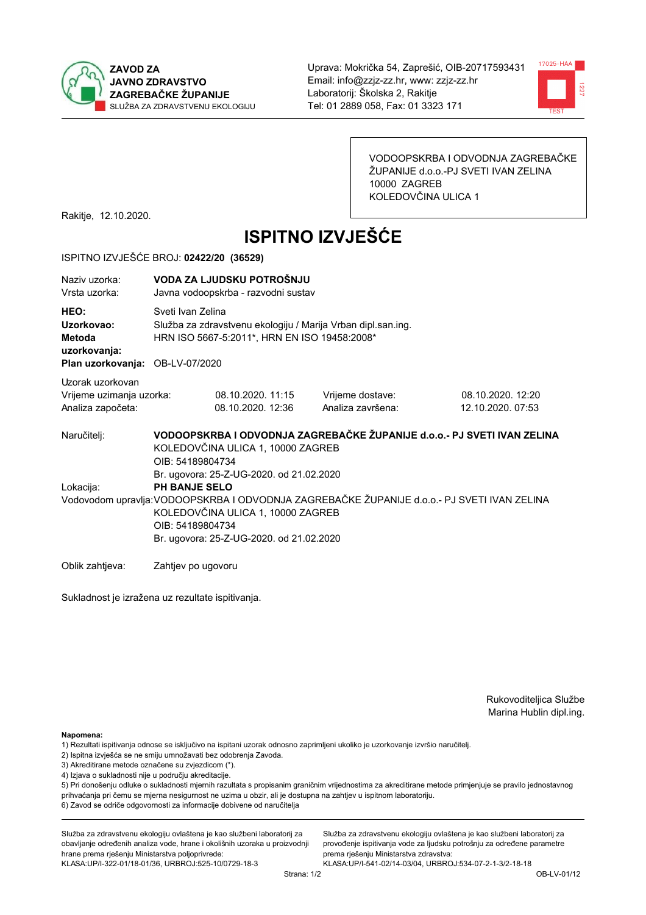**ZAVOD ZA JAVNO ZDRAVSTVO ZAGREBAČKE ŽUPANIJE**
SLUŽBA ZA ZDRAVSTVENU EKOLOGIJU

Uprava: Mokrička 54, Zaprešić, OIB-20717593431
Email: info@zzjz-zz.hr, www: zzjz-zz.hr
Laboratorij: Školska 2, Rakitje
Tel: 01 2889 058, Fax: 01 3323 171

VODOOPSKRBA I ODVODNJA ZAGREBAČKE ŽUPANIJE d.o.o.-PJ SVETI IVAN ZELINA
10000 ZAGREB
KOLEDOVČINA ULICA 1

Rakitje, 12.10.2020.

# ISPITNO IZVJEŠĆE

ISPITNO IZVJEŠĆE BROJ: **02422/20 (36529)**

| | |
|---|---|
| Naziv uzorka: | **VODA ZA LJUDSKU POTROŠNJU** |
| Vrsta uzorka: | Javna vodoopskrba - razvodni sustav |
| **HEO:** | Sveti Ivan Zelina |
| **Uzorkovao:** | Služba za zdravstvenu ekologiju / Marija Vrban dipl.san.ing. |
| **Metoda uzorkovanja:** | HRN ISO 5667-5:2011*, HRN EN ISO 19458:2008* |
| **Plan uzorkovanja:** | OB-LV-07/2020 |

Uzorak uzorkovan

| | | | |
|---|---|---|---|
| Vrijeme uzimanja uzorka: | 08.10.2020. 11:15 | Vrijeme dostave: | 08.10.2020. 12:20 |
| Analiza započeta: | 08.10.2020. 12:36 | Analiza završena: | 12.10.2020. 07:53 |

Naručitelj: **VODOOPSKRBA I ODVODNJA ZAGREBAČKE ŽUPANIJE d.o.o.- PJ SVETI IVAN ZELINA**
KOLEDOVČINA ULICA 1, 10000 ZAGREB
OIB: 54189804734
Br. ugovora: 25-Z-UG-2020. od 21.02.2020

Lokacija: **PH BANJE SELO**

Vodovodom upravlja: VODOOPSKRBA I ODVODNJA ZAGREBAČKE ŽUPANIJE d.o.o.- PJ SVETI IVAN ZELINA
KOLEDOVČINA ULICA 1, 10000 ZAGREB
OIB: 54189804734
Br. ugovora: 25-Z-UG-2020. od 21.02.2020

Oblik zahtjeva: Zahtjev po ugovoru

Sukladnost je izražena uz rezultate ispitivanja.

Rukovoditeljica Službe
Marina Hublin dipl.ing.

**Napomena:**
1) Rezultati ispitivanja odnose se isključivo na ispitani uzorak odnosno zaprimljeni ukoliko je uzorkovanje izvršio naručitelj.
2) Ispitna izvješća se ne smiju umnožavati bez odobrenja Zavoda.
3) Akreditirane metode označene su zvjezdicom (*).
4) Izjava o sukladnosti nije u području akreditacije.
5) Pri donošenju odluke o sukladnosti mjernih razultata s propisanim graničnim vrijednostima za akreditirane metode primjenjuje se pravilo jednostavnog prihvaćanja pri čemu se mjerna nesigurnost ne uzima u obzir, ali je dostupna na zahtjev u ispitnom laboratoriju.
6) Zavod se odriče odgovornosti za informacije dobivene od naručitelja

Služba za zdravstvenu ekologiju ovlaštena je kao službeni laboratorij za obavljanje određenih analiza vode, hrane i okolišnih uzoraka u proizvodnji hrane prema rješenju Ministarstva poljoprivrede:
KLASA:UP/I-322-01/18-01/36, URBROJ:525-10/0729-18-3

Služba za zdravstvenu ekologiju ovlaštena je kao službeni laboratorij za provođenje ispitivanja vode za ljudsku potrošnju za određene parametre prema rješenju Ministarstva zdravstva:
KLASA:UP/I-541-02/14-03/04, URBROJ:534-07-2-1-3/2-18-18

OB-LV-01/12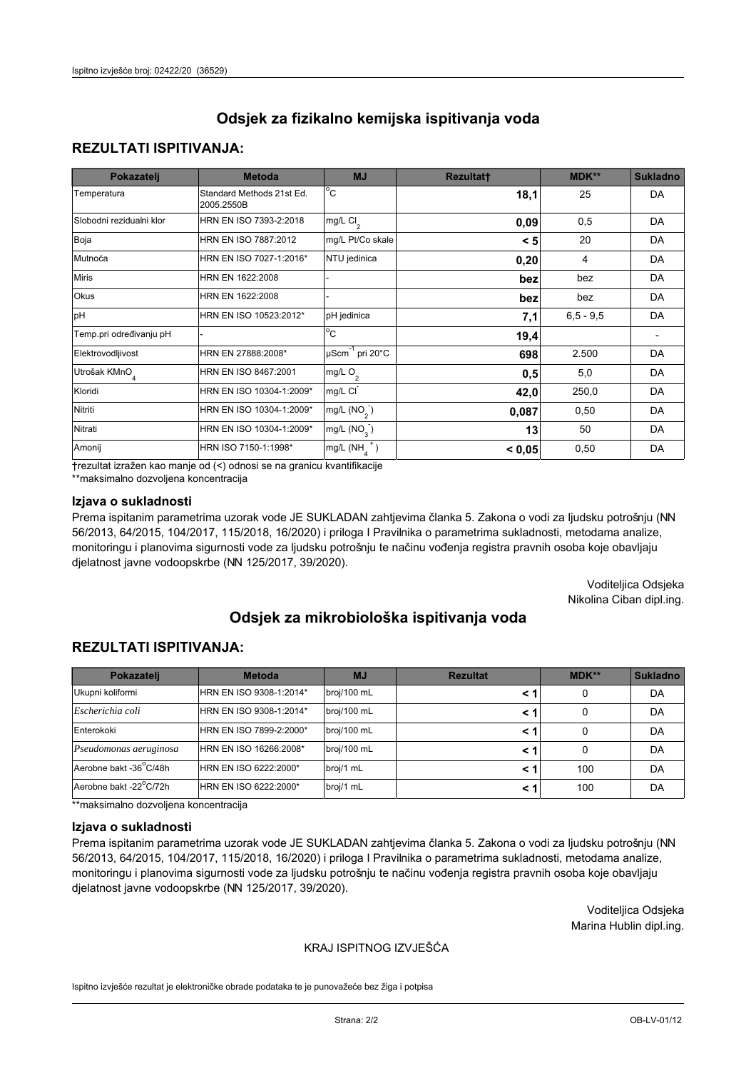# Odsjek za fizikalno kemijska ispitivanja voda

## REZULTATI ISPITIVANJA:

| Pokazatelj | Metoda | MJ | Rezultat† | MDK** | Sukladno |
|---|---|---|---|---|---|
| Temperatura | Standard Methods 21st Ed. 2005.2550B | °C | **18,1** | 25 | DA |
| Slobodni rezidualni klor | HRN EN ISO 7393-2:2018 | mg/L $Cl_2$ | **0,09** | 0,5 | DA |
| Boja | HRN EN ISO 7887:2012 | mg/L Pt/Co skale | **< 5** | 20 | DA |
| Mutnoća | HRN EN ISO 7027-1:2016* | NTU jedinica | **0,20** | 4 | DA |
| Miris | HRN EN 1622:2008 | - | **bez** | bez | DA |
| Okus | HRN EN 1622:2008 | - | **bez** | bez | DA |
| pH | HRN EN ISO 10523:2012* | pH jedinica | **7,1** | 6,5 - 9,5 | DA |
| Temp.pri određivanju pH | - | °C | **19,4** | | - |
| Elektrovodljivost | HRN EN 27888:2008* | $\mu Scm^{-1}$ pri 20°C | **698** | 2.500 | DA |
| Utrošak $KMnO_4$ | HRN EN ISO 8467:2001 | mg/L $O_2$ | **0,5** | 5,0 | DA |
| Kloridi | HRN EN ISO 10304-1:2009* | mg/L $Cl^-$ | **42,0** | 250,0 | DA |
| Nitriti | HRN EN ISO 10304-1:2009* | mg/L ($NO_2^-$) | **0,087** | 0,50 | DA |
| Nitrati | HRN EN ISO 10304-1:2009* | mg/L ($NO_3^-$) | **13** | 50 | DA |
| Amonij | HRN ISO 7150-1:1998* | mg/L ($NH_4^+$) | **< 0,05** | 0,50 | DA |

†rezultat izražen kao manje od (<) odnosi se na granicu kvantifikacije
**maksimalno dozvoljena koncentracija

### Izjava o sukladnosti

Prema ispitanim parametrima uzorak vode JE SUKLADAN zahtjevima članka 5. Zakona o vodi za ljudsku potrošnju (NN 56/2013, 64/2015, 104/2017, 115/2018, 16/2020) i priloga I Pravilnika o parametrima sukladnosti, metodama analize, monitoringu i planovima sigurnosti vode za ljudsku potrošnju te načinu vođenja registra pravnih osoba koje obavljaju djelatnost javne vodoopskrbe (NN 125/2017, 39/2020).

Voditeljica Odsjeka
Nikolina Ciban dipl.ing.

# Odsjek za mikrobiološka ispitivanja voda

## REZULTATI ISPITIVANJA:

| Pokazatelj | Metoda | MJ | Rezultat | MDK** | Sukladno |
|---|---|---|---|---|---|
| Ukupni koliformi | HRN EN ISO 9308-1:2014* | broj/100 mL | **< 1** | 0 | DA |
| *Escherichia coli* | HRN EN ISO 9308-1:2014* | broj/100 mL | **< 1** | 0 | DA |
| Enterokoki | HRN EN ISO 7899-2:2000* | broj/100 mL | **< 1** | 0 | DA |
| *Pseudomonas aeruginosa* | HRN EN ISO 16266:2008* | broj/100 mL | **< 1** | 0 | DA |
| Aerobne bakt -36°C/48h | HRN EN ISO 6222:2000* | broj/1 mL | **< 1** | 100 | DA |
| Aerobne bakt -22°C/72h | HRN EN ISO 6222:2000* | broj/1 mL | **< 1** | 100 | DA |

**maksimalno dozvoljena koncentracija

### Izjava o sukladnosti

Prema ispitanim parametrima uzorak vode JE SUKLADAN zahtjevima članka 5. Zakona o vodi za ljudsku potrošnju (NN 56/2013, 64/2015, 104/2017, 115/2018, 16/2020) i priloga I Pravilnika o parametrima sukladnosti, metodama analize, monitoringu i planovima sigurnosti vode za ljudsku potrošnju te načinu vođenja registra pravnih osoba koje obavljaju djelatnost javne vodoopskrbe (NN 125/2017, 39/2020).

Voditeljica Odsjeka
Marina Hublin dipl.ing.

KRAJ ISPITNOG IZVJEŠĆA

Ispitno izvješće rezultat je elektroničke obrade podataka te je punovažeće bez žiga i potpisa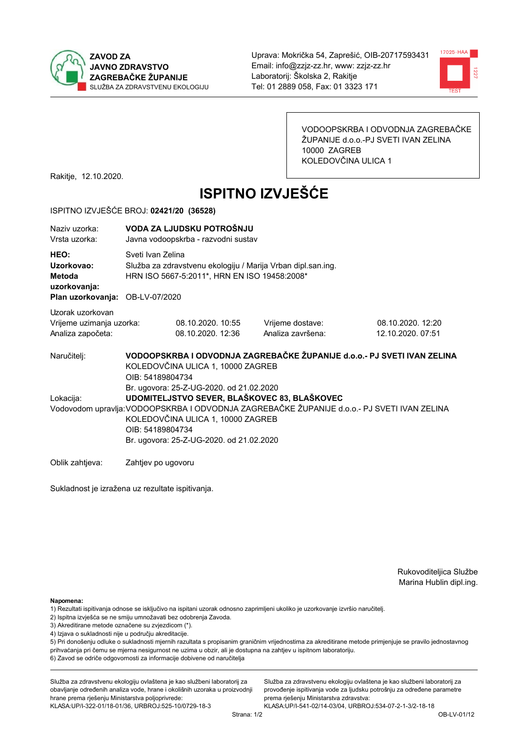**ZAVOD ZA JAVNO ZDRAVSTVO ZAGREBAČKE ŽUPANIJE**
SLUŽBA ZA ZDRAVSTVENU EKOLOGIJU

Uprava: Mokrička 54, Zaprešić, OIB-20717593431
Email: info@zzjz-zz.hr, www: zzjz-zz.hr
Laboratorij: Školska 2, Rakitje
Tel: 01 2889 058, Fax: 01 3323 171

VODOOPSKRBA I ODVODNJA ZAGREBAČKE ŽUPANIJE d.o.o.-PJ SVETI IVAN ZELINA
10000 ZAGREB
KOLEDOVČINA ULICA 1

Rakitje, 12.10.2020.

# ISPITNO IZVJEŠĆE

ISPITNO IZVJEŠĆE BROJ: **02421/20 (36528)**

Naziv uzorka: **VODA ZA LJUDSKU POTROŠNJU**
Vrsta uzorka: Javna vodoopskrba - razvodni sustav

**HEO:** Sveti Ivan Zelina
**Uzorkovao:** Služba za zdravstvenu ekologiju / Marija Vrban dipl.san.ing.
**Metoda uzorkovanja:** HRN ISO 5667-5:2011*, HRN EN ISO 19458:2008*
**Plan uzorkovanja:** OB-LV-07/2020

Uzorak uzorkovan

| | | | |
|---|---|---|---|
| Vrijeme uzimanja uzorka: | 08.10.2020. 10:55 | Vrijeme dostave: | 08.10.2020. 12:20 |
| Analiza započeta: | 08.10.2020. 12:36 | Analiza završena: | 12.10.2020. 07:51 |

Naručitelj: **VODOOPSKRBA I ODVODNJA ZAGREBAČKE ŽUPANIJE d.o.o.- PJ SVETI IVAN ZELINA**
KOLEDOVČINA ULICA 1, 10000 ZAGREB
OIB: 54189804734
Br. ugovora: 25-Z-UG-2020. od 21.02.2020

Lokacija: **UDOMITELJSTVO SEVER, BLAŠKOVEC 83, BLAŠKOVEC**

Vodovodom upravlja: VODOOPSKRBA I ODVODNJA ZAGREBAČKE ŽUPANIJE d.o.o.- PJ SVETI IVAN ZELINA
KOLEDOVČINA ULICA 1, 10000 ZAGREB
OIB: 54189804734
Br. ugovora: 25-Z-UG-2020. od 21.02.2020

Oblik zahtjeva: Zahtjev po ugovoru

Sukladnost je izražena uz rezultate ispitivanja.

Rukovoditeljica Službe
Marina Hublin dipl.ing.

**Napomena:**
1) Rezultati ispitivanja odnose se isključivo na ispitani uzorak odnosno zaprimljeni ukoliko je uzorkovanje izvršio naručitelj.
2) Ispitna izvješća se ne smiju umnožavati bez odobrenja Zavoda.
3) Akreditirane metode označene su zvjezdicom (*).
4) Izjava o sukladnosti nije u području akreditacije.
5) Pri donošenju odluke o sukladnosti mjernih razultata s propisanim graničnim vrijednostima za akreditirane metode primjenjuje se pravilo jednostavnog prihvaćanja pri čemu se mjerna nesigurnost ne uzima u obzir, ali je dostupna na zahtjev u ispitnom laboratoriju.
6) Zavod se odriče odgovornosti za informacije dobivene od naručitelja

Služba za zdravstvenu ekologiju ovlaštena je kao službeni laboratorij za obavljanje određenih analiza vode, hrane i okolišnih uzoraka u proizvodnji hrane prema rješenju Ministarstva poljoprivrede:
KLASA:UP/I-322-01/18-01/36, URBROJ:525-10/0729-18-3

Služba za zdravstvenu ekologiju ovlaštena je kao službeni laboratorij za provođenje ispitivanja vode za ljudsku potrošnju za određene parametre prema rješenju Ministarstva zdravstva:
KLASA:UP/I-541-02/14-03/04, URBROJ:534-07-2-1-3/2-18-18

OB-LV-01/12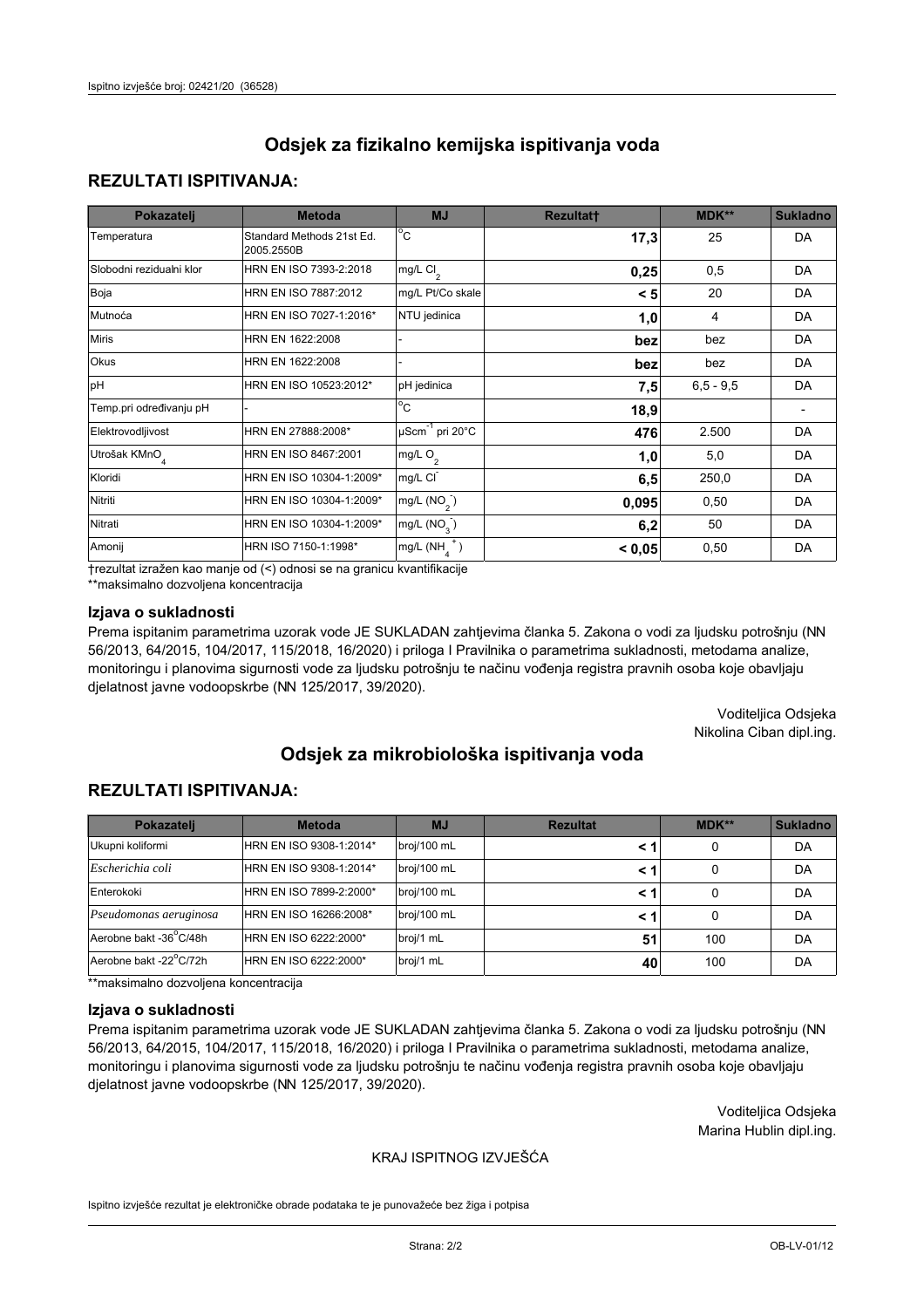## Odsjek za fizikalno kemijska ispitivanja voda

### REZULTATI ISPITIVANJA:

| Pokazatelj | Metoda | MJ | Rezultat† | MDK** | Sukladno |
|---|---|---|---|---|---|
| Temperatura | Standard Methods 21st Ed. 2005.2550B | °C | **17,3** | 25 | DA |
| Slobodni rezidualni klor | HRN EN ISO 7393-2:2018 | mg/L $Cl_2$ | **0,25** | 0,5 | DA |
| Boja | HRN EN ISO 7887:2012 | mg/L Pt/Co skale | **< 5** | 20 | DA |
| Mutnoća | HRN EN ISO 7027-1:2016* | NTU jedinica | **1,0** | 4 | DA |
| Miris | HRN EN 1622:2008 | - | **bez** | bez | DA |
| Okus | HRN EN 1622:2008 | - | **bez** | bez | DA |
| pH | HRN EN ISO 10523:2012* | pH jedinica | **7,5** | 6,5 - 9,5 | DA |
| Temp.pri određivanju pH | - | °C | **18,9** | | - |
| Elektrovodljivost | HRN EN 27888:2008* | $\mu Scm^{-1}$ pri 20°C | **476** | 2.500 | DA |
| Utrošak $KMnO_4$ | HRN EN ISO 8467:2001 | mg/L $O_2$ | **1,0** | 5,0 | DA |
| Kloridi | HRN EN ISO 10304-1:2009* | mg/L $Cl^-$ | **6,5** | 250,0 | DA |
| Nitriti | HRN EN ISO 10304-1:2009* | mg/L ($NO_2^-$) | **0,095** | 0,50 | DA |
| Nitrati | HRN EN ISO 10304-1:2009* | mg/L ($NO_3^-$) | **6,2** | 50 | DA |
| Amonij | HRN ISO 7150-1:1998* | mg/L ($NH_4^+$) | **< 0,05** | 0,50 | DA |

†rezultat izražen kao manje od (<) odnosi se na granicu kvantifikacije
**maksimalno dozvoljena koncentracija

### Izjava o sukladnosti

Prema ispitanim parametrima uzorak vode JE SUKLADAN zahtjevima članka 5. Zakona o vodi za ljudsku potrošnju (NN 56/2013, 64/2015, 104/2017, 115/2018, 16/2020) i priloga I Pravilnika o parametrima sukladnosti, metodama analize, monitoringu i planovima sigurnosti vode za ljudsku potrošnju te načinu vođenja registra pravnih osoba koje obavljaju djelatnost javne vodoopskrbe (NN 125/2017, 39/2020).

Voditeljica Odsjeka
Nikolina Ciban dipl.ing.

## Odsjek za mikrobiološka ispitivanja voda

### REZULTATI ISPITIVANJA:

| Pokazatelj | Metoda | MJ | Rezultat | MDK** | Sukladno |
|---|---|---|---|---|---|
| Ukupni koliformi | HRN EN ISO 9308-1:2014* | broj/100 mL | **< 1** | 0 | DA |
| *Escherichia coli* | HRN EN ISO 9308-1:2014* | broj/100 mL | **< 1** | 0 | DA |
| Enterokoki | HRN EN ISO 7899-2:2000* | broj/100 mL | **< 1** | 0 | DA |
| *Pseudomonas aeruginosa* | HRN EN 16266:2008* | broj/100 mL | **< 1** | 0 | DA |
| Aerobne bakt -36°C/48h | HRN EN ISO 6222:2000* | broj/1 mL | **51** | 100 | DA |
| Aerobne bakt -22°C/72h | HRN EN ISO 6222:2000* | broj/1 mL | **40** | 100 | DA |

**maksimalno dozvoljena koncentracija

### Izjava o sukladnosti

Prema ispitanim parametrima uzorak vode JE SUKLADAN zahtjevima članka 5. Zakona o vodi za ljudsku potrošnju (NN 56/2013, 64/2015, 104/2017, 115/2018, 16/2020) i priloga I Pravilnika o parametrima sukladnosti, metodama analize, monitoringu i planovima sigurnosti vode za ljudsku potrošnju te načinu vođenja registra pravnih osoba koje obavljaju djelatnost javne vodoopskrbe (NN 125/2017, 39/2020).

Voditeljica Odsjeka
Marina Hublin dipl.ing.

KRAJ ISPITNOG IZVJEŠĆA

Ispitno izvješće rezultat je elektroničke obrade podataka te je punovažeće bez žiga i potpisa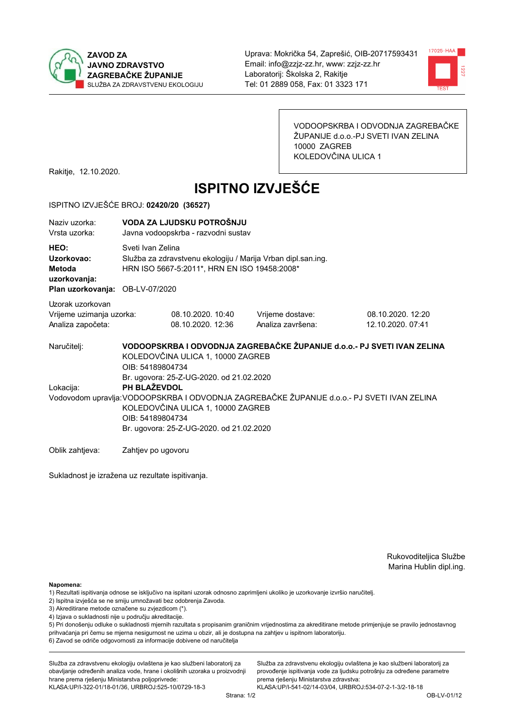**ZAVOD ZA JAVNO ZDRAVSTVO ZAGREBAČKE ŽUPANIJE**
SLUŽBA ZA ZDRAVSTVENU EKOLOGIJU

Uprava: Mokrička 54, Zaprešić, OIB-20717593431
Email: info@zzjz-zz.hr, www: zzjz-zz.hr
Laboratorij: Školska 2, Rakitje
Tel: 01 2889 058, Fax: 01 3323 171

VODOOPSKRBA I ODVODNJA ZAGREBAČKE ŽUPANIJE d.o.o.-PJ SVETI IVAN ZELINA
10000 ZAGREB
KOLEDOVČINA ULICA 1

Rakitje, 12.10.2020.

# ISPITNO IZVJEŠĆE

ISPITNO IZVJEŠĆE BROJ: **02420/20 (36527)**

| | |
|---|---|
| Naziv uzorka: | **VODA ZA LJUDSKU POTROŠNJU** |
| Vrsta uzorka: | Javna vodoopskrba - razvodni sustav |
| **HEO:** | Sveti Ivan Zelina |
| **Uzorkovao:** | Služba za zdravstvenu ekologiju / Marija Vrban dipl.san.ing. |
| **Metoda uzorkovanja:** | HRN ISO 5667-5:2011*, HRN EN ISO 19458:2008* |
| **Plan uzorkovanja:** | OB-LV-07/2020 |

Uzorak uzorkovan

| | | | |
|---|---|---|---|
| Vrijeme uzimanja uzorka: | 08.10.2020. 10:40 | Vrijeme dostave: | 08.10.2020. 12:20 |
| Analiza započeta: | 08.10.2020. 12:36 | Analiza završena: | 12.10.2020. 07:41 |

Naručitelj: **VODOOPSKRBA I ODVODNJA ZAGREBAČKE ŽUPANIJE d.o.o.- PJ SVETI IVAN ZELINA**
KOLEDOVČINA ULICA 1, 10000 ZAGREB
OIB: 54189804734
Br. ugovora: 25-Z-UG-2020. od 21.02.2020

Lokacija: **PH BLAŽEVDOL**

Vodovodom upravlja: VODOOPSKRBA I ODVODNJA ZAGREBAČKE ŽUPANIJE d.o.o.- PJ SVETI IVAN ZELINA
KOLEDOVČINA ULICA 1, 10000 ZAGREB
OIB: 54189804734
Br. ugovora: 25-Z-UG-2020. od 21.02.2020

Oblik zahtjeva: Zahtjev po ugovoru

Sukladnost je izražena uz rezultate ispitivanja.

Rukoviditeljica Službe
Marina Hublin dipl.ing.

**Napomena:**
1) Rezultati ispitivanja odnose se isključivo na ispitani uzorak odnosno zaprimljeni ukoliko je uzorkovanje izvršio naručitelj.
2) Ispitna izvješća se ne smiju umnožavati bez odobrenja Zavoda.
3) Akreditirane metode označene su zvjezdicom (*).
4) Izjava o sukladnosti nije u području akreditacije.
5) Pri donošenju odluke o sukladnosti mjernih razultata s propisanim graničnim vrijednostima za akreditirane metode primjenjuje se pravilo jednostavnog prihvaćanja pri čemu se mjerna nesigurnost ne uzima u obzir, ali je dostupna na zahtjev u ispitnom laboratoriju.
6) Zavod se odriče odgovornosti za informacije dobivene od naručitelja

Služba za zdravstvenu ekologiju ovlaštena je kao službeni laboratorij za obavljanje određenih analiza vode, hrane i okolišnih uzoraka u proizvodnji hrane prema rješenju Ministarstva poljoprivrede:
KLASA:UP/I-322-01/18-01/36, URBROJ:525-10/0729-18-3

Služba za zdravstvenu ekologiju ovlaštena je kao službeni laboratorij za provođenje ispitivanja vode za ljudsku potrošnju za određene parametre prema rješenju Ministarstva zdravstva:
KLASA:UP/I-541-02/14-03/04, URBROJ:534-07-2-1-3/2-18-18

OB-LV-01/12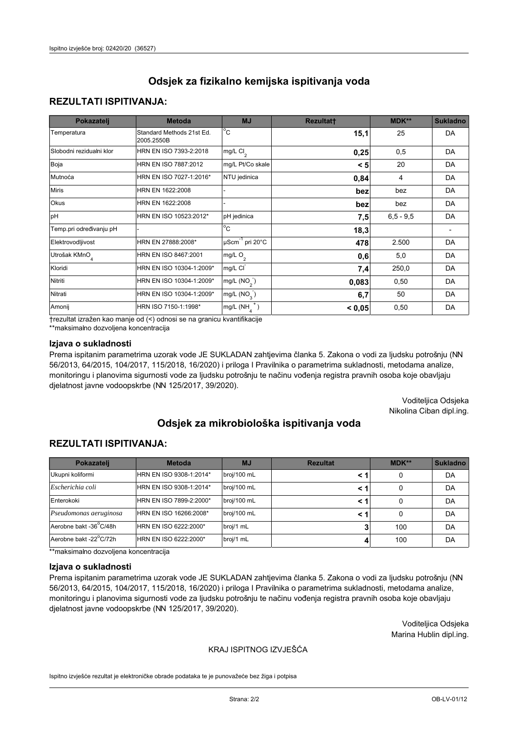# Odsjek za fizikalno kemijska ispitivanja voda

## REZULTATI ISPITIVANJA:

| Pokazatelj | Metoda | MJ | Rezultat† | MDK** | Sukladno |
|---|---|---|---|---|---|
| Temperatura | Standard Methods 21st Ed. 2005.2550B | °C | **15,1** | 25 | DA |
| Slobodni rezidualni klor | HRN EN ISO 7393-2:2018 | mg/L $Cl_2$ | **0,25** | 0,5 | DA |
| Boja | HRN EN ISO 7887:2012 | mg/L Pt/Co skale | **< 5** | 20 | DA |
| Mutnoća | HRN EN ISO 7027-1:2016* | NTU jedinica | **0,84** | 4 | DA |
| Miris | HRN EN 1622:2008 | - | **bez** | bez | DA |
| Okus | HRN EN 1622:2008 | - | **bez** | bez | DA |
| pH | HRN EN ISO 10523:2012* | pH jedinica | **7,5** | 6,5 - 9,5 | DA |
| Temp.pri određivanju pH | - | °C | **18,3** | | - |
| Elektrovodljivost | HRN EN 27888:2008* | $\mu Scm^{-1}$ pri 20°C | **478** | 2.500 | DA |
| Utrošak $KMnO_4$ | HRN EN ISO 8467:2001 | mg/L $O_2$ | **0,6** | 5,0 | DA |
| Kloridi | HRN EN ISO 10304-1:2009* | mg/L $Cl^-$ | **7,4** | 250,0 | DA |
| Nitriti | HRN EN ISO 10304-1:2009* | mg/L $(NO_2^-)$ | **0,083** | 0,50 | DA |
| Nitrati | HRN EN ISO 10304-1:2009* | mg/L $(NO_3^-)$ | **6,7** | 50 | DA |
| Amonij | HRN ISO 7150-1:1998* | mg/L $(NH_4^+)$ | **< 0,05** | 0,50 | DA |

†rezultat izražen kao manje od (<) odnosi se na granicu kvantifikacije
**maksimalno dozvoljena koncentracija

### Izjava o sukladnosti

Prema ispitanim parametrima uzorak vode JE SUKLADAN zahtjevima članka 5. Zakona o vodi za ljudsku potrošnju (NN 56/2013, 64/2015, 104/2017, 115/2018, 16/2020) i priloga I Pravilnika o parametrima sukladnosti, metodama analize, monitoringu i planovima sigurnosti vode za ljudsku potrošnju te načinu vođenja registra pravnih osoba koje obavljaju djelatnost javne vodoopskrbe (NN 125/2017, 39/2020).

Voditeljica Odsjeka
Nikolina Ciban dipl.ing.

# Odsjek za mikrobiološka ispitivanja voda

## REZULTATI ISPITIVANJA:

| Pokazatelj | Metoda | MJ | Rezultat | MDK** | Sukladno |
|---|---|---|---|---|---|
| Ukupni koliformi | HRN EN ISO 9308-1:2014* | broj/100 mL | **< 1** | 0 | DA |
| *Escherichia coli* | HRN EN ISO 9308-1:2014* | broj/100 mL | **< 1** | 0 | DA |
| Enterokoki | HRN EN ISO 7899-2:2000* | broj/100 mL | **< 1** | 0 | DA |
| *Pseudomonas aeruginosa* | HRN EN ISO 16266:2008* | broj/100 mL | **< 1** | 0 | DA |
| Aerobne bakt -36°C/48h | HRN EN ISO 6222:2000* | broj/1 mL | **3** | 100 | DA |
| Aerobne bakt -22°C/72h | HRN EN ISO 6222:2000* | broj/1 mL | **4** | 100 | DA |

**maksimalno dozvoljena koncentracija

### Izjava o sukladnosti

Prema ispitanim parametrima uzorak vode JE SUKLADAN zahtjevima članka 5. Zakona o vodi za ljudsku potrošnju (NN 56/2013, 64/2015, 104/2017, 115/2018, 16/2020) i priloga I Pravilnika o parametrima sukladnosti, metodama analize, monitoringu i planovima sigurnosti vode za ljudsku potrošnju te načinu vođenja registra pravnih osoba koje obavljaju djelatnost javne vodoopskrbe (NN 125/2017, 39/2020).

Voditeljica Odsjeka
Marina Hublin dipl.ing.

KRAJ ISPITNOG IZVJEŠĆA

Ispitno izvješće rezultat je elektroničke obrade podataka te je punovažeće bez žiga i potpisa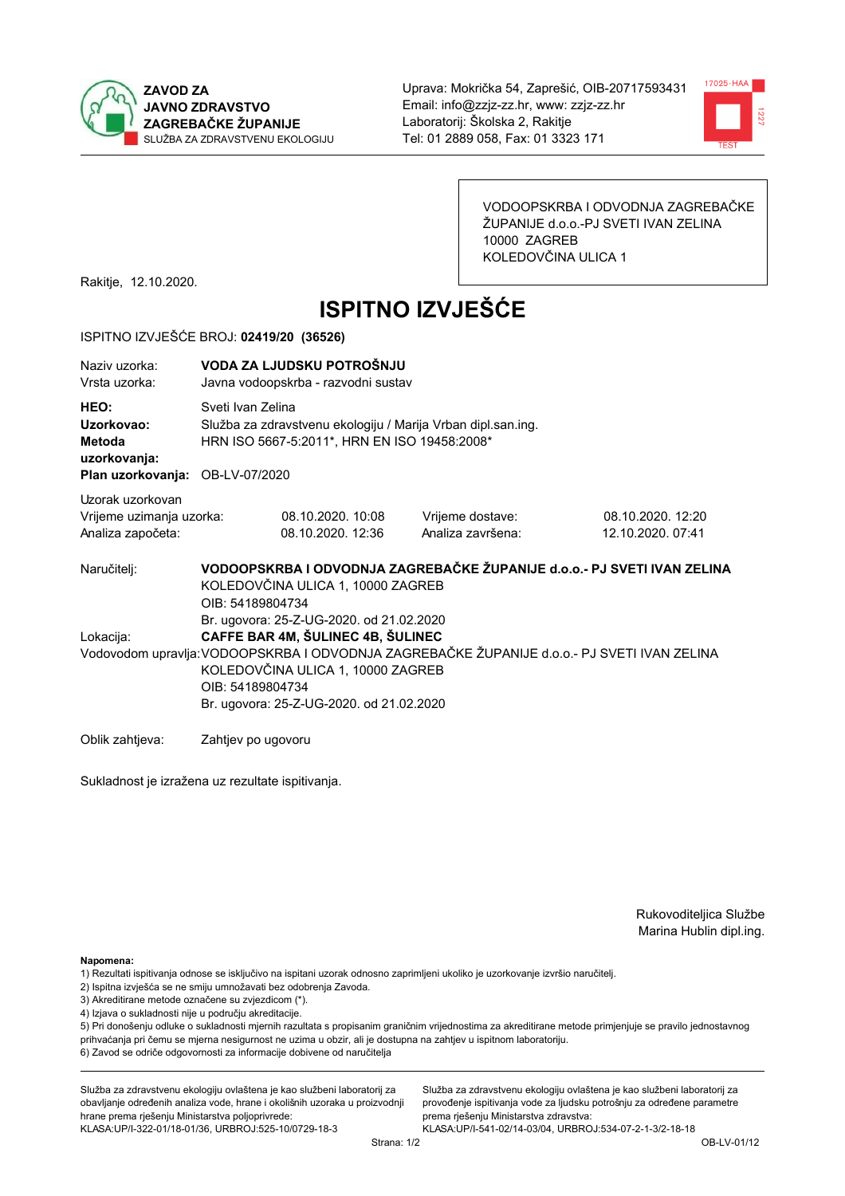**ZAVOD ZA JAVNO ZDRAVSTVO ZAGREBAČKE ŽUPANIJE**
SLUŽBA ZA ZDRAVSTVENU EKOLOGIJU

Uprava: Mokrička 54, Zaprešić, OIB-20717593431
Email: info@zzjz-zz.hr, www: zzjz-zz.hr
Laboratorij: Školska 2, Rakitje
Tel: 01 2889 058, Fax: 01 3323 171

VODOOPSKRBA I ODVODNJA ZAGREBAČKE ŽUPANIJE d.o.o.-PJ SVETI IVAN ZELINA
10000 ZAGREB
KOLEDOVČINA ULICA 1

Rakitje, 12.10.2020.

# ISPITNO IZVJEŠĆE

ISPITNO IZVJEŠĆE BROJ: **02419/20 (36526)**

Naziv uzorka: **VODA ZA LJUDSKU POTROŠNJU**
Vrsta uzorka: Javna vodoopskrba - razvodni sustav

**HEO:** Sveti Ivan Zelina
**Uzorkovao:** Služba za zdravstvenu ekologiju / Marija Vrban dipl.san.ing.
**Metoda uzorkovanja:** HRN ISO 5667-5:2011*, HRN EN ISO 19458:2008*
**Plan uzorkovanja:** OB-LV-07/2020

Uzorak uzorkovan

| | | | |
|---|---|---|---|
| Vrijeme uzimanja uzorka: | 08.10.2020. 10:08 | Vrijeme dostave: | 08.10.2020. 12:20 |
| Analiza započeta: | 08.10.2020. 12:36 | Analiza završena: | 12.10.2020. 07:41 |

Naručitelj: **VODOOPSKRBA I ODVODNJA ZAGREBAČKE ŽUPANIJE d.o.o.- PJ SVETI IVAN ZELINA**
KOLEDOVČINA ULICA 1, 10000 ZAGREB
OIB: 54189804734
Br. ugovora: 25-Z-UG-2020. od 21.02.2020

Lokacija: **CAFFE BAR 4M, ŠULINEC 4B, ŠULINEC**

Vodovodom upravlja: VODOOPSKRBA I ODVODNJA ZAGREBAČKE ŽUPANIJE d.o.o.- PJ SVETI IVAN ZELINA
KOLEDOVČINA ULICA 1, 10000 ZAGREB
OIB: 54189804734
Br. ugovora: 25-Z-UG-2020. od 21.02.2020

Oblik zahtjeva: Zahtjev po ugovoru

Sukladnost je izražena uz rezultate ispitivanja.

Rukoviteljica Službe
Marina Hublin dipl.ing.

**Napomena:**
1) Rezultati ispitivanja odnose se isključivo na ispitani uzorak odnosno zaprimljeni ukoliko je uzorkovanje izvršio naručitelj.
2) Ispitna izvješća se ne smiju umnožavati bez odobrenja Zavoda.
3) Akreditirane metode označene su zvjezdicom (*).
4) Izjava o sukladnosti nije u području akreditacije.
5) Pri donošenju odluke o sukladnosti mjernih rezultata s propisanim graničnim vrijednostima za akreditirane metode primjenjuje se pravilo jednostavnog prihvaćanja pri čemu se mjerna nesigurnost ne uzima u obzir, ali je dostupna na zahtjev u ispitnom laboratoriju.
6) Zavod se odriče odgovornosti za informacije dobivene od naručitelja

Služba za zdravstvenu ekologiju ovlaštena je kao službeni laboratorij za obavljanje određenih analiza vode, hrane i okolišnih uzoraka u proizvodnji hrane prema rješenju Ministarstva poljoprivrede:
KLASA:UP/I-322-01/18-01/36, URBROJ:525-10/0729-18-3

Služba za zdravstvenu ekologiju ovlaštena je kao službeni laboratorij za provođenje ispitivanja vode za ljudsku potrošnju za određene parametre prema rješenju Ministarstva zdravstva:
KLASA:UP/I-541-02/14-03/04, URBROJ:534-07-2-1-3/2-18-18

OB-LV-01/12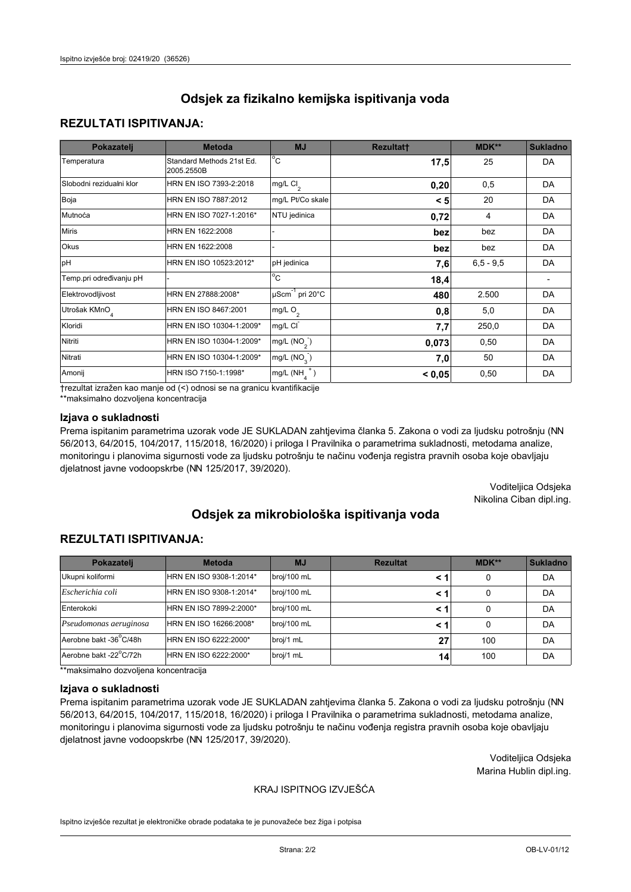# Odsjek za fizikalno kemijska ispitivanja voda

## REZULTATI ISPITIVANJA:

| Pokazatelj | Metoda | MJ | Rezultat† | MDK** | Sukladno |
|---|---|---|---|---|---|
| Temperatura | Standard Methods 21st Ed. 2005.2550B | °C | **17,5** | 25 | DA |
| Slobodni rezidualni klor | HRN EN ISO 7393-2:2018 | mg/L $Cl_2$ | **0,20** | 0,5 | DA |
| Boja | HRN EN ISO 7887:2012 | mg/L Pt/Co skale | **< 5** | 20 | DA |
| Mutnoća | HRN EN ISO 7027-1:2016* | NTU jedinica | **0,72** | 4 | DA |
| Miris | HRN EN 1622:2008 | - | **bez** | bez | DA |
| Okus | HRN EN 1622:2008 | - | **bez** | bez | DA |
| pH | HRN EN ISO 10523:2012* | pH jedinica | **7,6** | 6,5 - 9,5 | DA |
| Temp.pri određivanju pH | - | °C | **18,4** | | - |
| Elektrovodljivost | HRN EN 27888:2008* | $\mu Scm^{-1}$ pri 20°C | **480** | 2.500 | DA |
| Utrošak $KMnO_4$ | HRN EN ISO 8467:2001 | mg/L $O_2$ | **0,8** | 5,0 | DA |
| Kloridi | HRN EN ISO 10304-1:2009* | mg/L $Cl^-$ | **7,7** | 250,0 | DA |
| Nitriti | HRN EN ISO 10304-1:2009* | mg/L ($NO_2^-$) | **0,073** | 0,50 | DA |
| Nitrati | HRN EN ISO 10304-1:2009* | mg/L ($NO_3^-$) | **7,0** | 50 | DA |
| Amonij | HRN ISO 7150-1:1998* | mg/L ($NH_4^+$) | **< 0,05** | 0,50 | DA |

†rezultat izražen kao manje od (<) odnosi se na granicu kvantifikacije

**maksimalno dozvoljena koncentracija

### Izjava o sukladnosti

Prema ispitanim parametrima uzorak vode JE SUKLADAN zahtjevima članka 5. Zakona o vodi za ljudsku potrošnju (NN 56/2013, 64/2015, 104/2017, 115/2018, 16/2020) i priloga I Pravilnika o parametrima sukladnosti, metodama analize, monitoringu i planovima sigurnosti vode za ljudsku potrošnju te načinu vođenja registra pravnih osoba koje obavljaju djelatnost javne vodoopskrbe (NN 125/2017, 39/2020).

Voditeljica Odsjeka
Nikolina Ciban dipl.ing.

# Odsjek za mikrobiološka ispitivanja voda

## REZULTATI ISPITIVANJA:

| Pokazatelj | Metoda | MJ | Rezultat | MDK** | Sukladno |
|---|---|---|---|---|---|
| Ukupni koliformi | HRN EN ISO 9308-1:2014* | broj/100 mL | **< 1** | 0 | DA |
| *Escherichia coli* | HRN EN ISO 9308-1:2014* | broj/100 mL | **< 1** | 0 | DA |
| Enterokoki | HRN EN ISO 7899-2:2000* | broj/100 mL | **< 1** | 0 | DA |
| *Pseudomonas aeruginosa* | HRN EN 16266:2008* | broj/100 mL | **< 1** | 0 | DA |
| Aerobne bakt -36°C/48h | HRN EN ISO 6222:2000* | broj/1 mL | **27** | 100 | DA |
| Aerobne bakt -22°C/72h | HRN EN ISO 6222:2000* | broj/1 mL | **14** | 100 | DA |

**maksimalno dozvoljena koncentracija

### Izjava o sukladnosti

Prema ispitanim parametrima uzorak vode JE SUKLADAN zahtjevima članka 5. Zakona o vodi za ljudsku potrošnju (NN 56/2013, 64/2015, 104/2017, 115/2018, 16/2020) i priloga I Pravilnika o parametrima sukladnosti, metodama analize, monitoringu i planovima sigurnosti vode za ljudsku potrošnju te načinu vođenja registra pravnih osoba koje obavljaju djelatnost javne vodoopskrbe (NN 125/2017, 39/2020).

Voditeljica Odsjeka
Marina Hublin dipl.ing.

KRAJ ISPITNOG IZVJEŠĆA

Ispitno izvješće rezultat je elektroničke obrade podataka te je punovažeće bez žiga i potpisa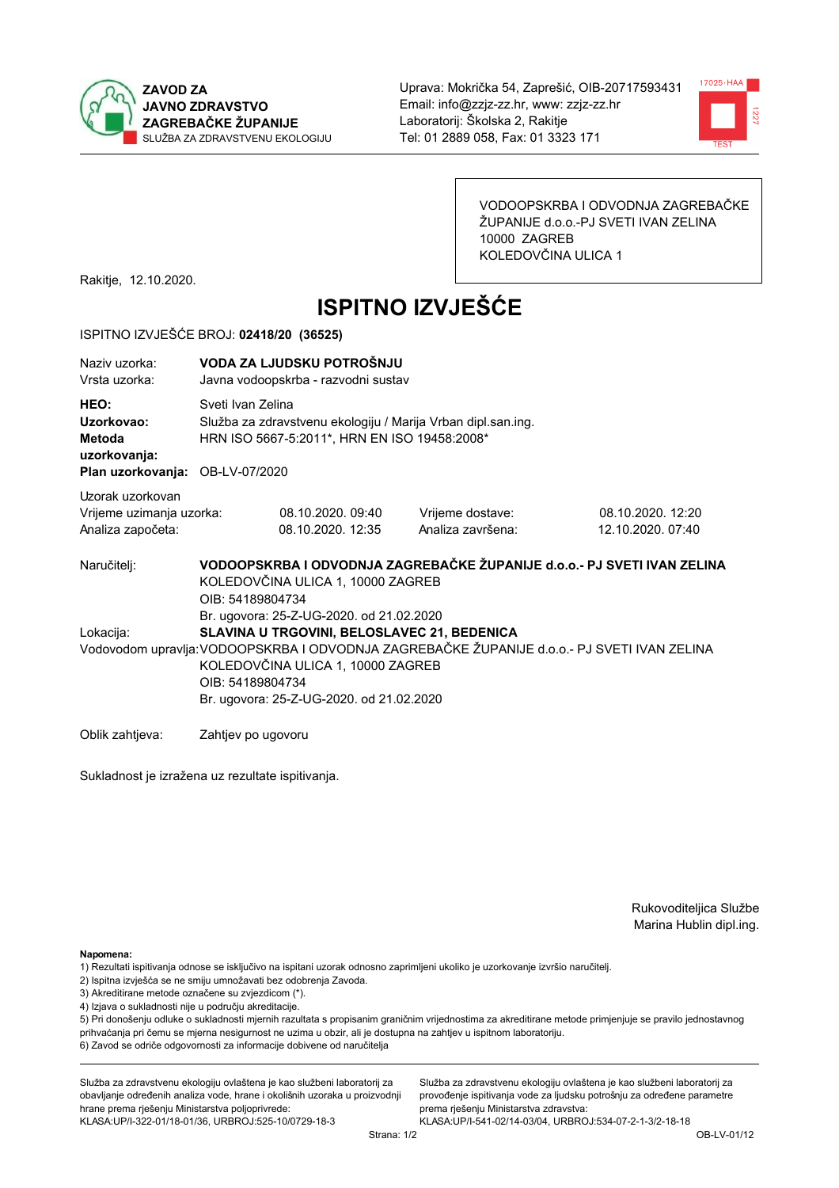**ZAVOD ZA JAVNO ZDRAVSTVO ZAGREBAČKE ŽUPANIJE**
SLUŽBA ZA ZDRAVSTVENU EKOLOGIJU

Uprava: Mokrička 54, Zaprešić, OIB-20717593431
Email: info@zzjz-zz.hr, www: zzjz-zz.hr
Laboratorij: Školska 2, Rakitje
Tel: 01 2889 058, Fax: 01 3323 171

VODOOPSKRBA I ODVODNJA ZAGREBAČKE ŽUPANIJE d.o.o.-PJ SVETI IVAN ZELINA
10000 ZAGREB
KOLEDOVČINA ULICA 1

Rakitje, 12.10.2020.

# ISPITNO IZVJEŠĆE

ISPITNO IZVJEŠĆE BROJ: **02418/20 (36525)**

| | |
|---|---|
| Naziv uzorka: | **VODA ZA LJUDSKU POTROŠNJU** |
| Vrsta uzorka: | Javna vodoopskrba - razvodni sustav |
| **HEO:** | Sveti Ivan Zelina |
| **Uzorkovao:** | Služba za zdravstvenu ekologiju / Marija Vrban dipl.san.ing. |
| **Metoda uzorkovanja:** | HRN ISO 5667-5:2011*, HRN EN ISO 19458:2008* |
| **Plan uzorkovanja:** | OB-LV-07/2020 |

Uzorak uzorkovan

| | | | |
|---|---|---|---|
| Vrijeme uzimanja uzorka: | 08.10.2020. 09:40 | Vrijeme dostave: | 08.10.2020. 12:20 |
| Analiza započeta: | 08.10.2020. 12:35 | Analiza završena: | 12.10.2020. 07:40 |

Naručitelj: **VODOOPSKRBA I ODVODNJA ZAGREBAČKE ŽUPANIJE d.o.o.- PJ SVETI IVAN ZELINA**
KOLEDOVČINA ULICA 1, 10000 ZAGREB
OIB: 54189804734
Br. ugovora: 25-Z-UG-2020. od 21.02.2020

Lokacija: **SLAVINA U TRGOVINI, BELOSLAVEC 21, BEDENICA**

Vodovodom upravlja: VODOOPSKRBA I ODVODNJA ZAGREBAČKE ŽUPANIJE d.o.o.- PJ SVETI IVAN ZELINA
KOLEDOVČINA ULICA 1, 10000 ZAGREB
OIB: 54189804734
Br. ugovora: 25-Z-UG-2020. od 21.02.2020

Oblik zahtjeva: Zahtjev po ugovoru

Sukladnost je izražena uz rezultate ispitivanja.

Rukovoditeljica Službe
Marina Hublin dipl.ing.

**Napomena:**
1) Rezultati ispitivanja odnose se isključivo na ispitani uzorak odnosno zaprimljeni ukoliko je uzorkovanje izvršio naručitelj.
2) Ispitna izvješća se ne smiju umnožavati bez odobrenja Zavoda.
3) Akreditirane metode označene su zvjezdicom (*).
4) Izjava o sukladnosti nije u području akreditacije.
5) Pri donošenju odluke o sukladnosti mjernih razultata s propisanim graničnim vrijednostima za akreditirane metode primjenjuje se pravilo jednostavnog prihvaćanja pri čemu se mjerna nesigurnost ne uzima u obzir, ali je dostupna na zahtjev u ispitnom laboratoriju.
6) Zavod se odriče odgovornosti za informacije dobivene od naručitelja

Služba za zdravstvenu ekologiju ovlaštena je kao službeni laboratorij za obavljanje određenih analiza vode, hrane i okolišnih uzoraka u proizvodnji hrane prema rješenju Ministarstva poljoprivrede:
KLASA:UP/I-322-01/18-01/36, URBROJ:525-10/0729-18-3

Služba za zdravstvenu ekologiju ovlaštena je kao službeni laboratorij za provođenje ispitivanja vode za ljudsku potrošnju za određene parametre prema rješenju Ministarstva zdravstva:
KLASA:UP/I-541-02/14-03/04, URBROJ:534-07-2-1-3/2-18-18

OB-LV-01/12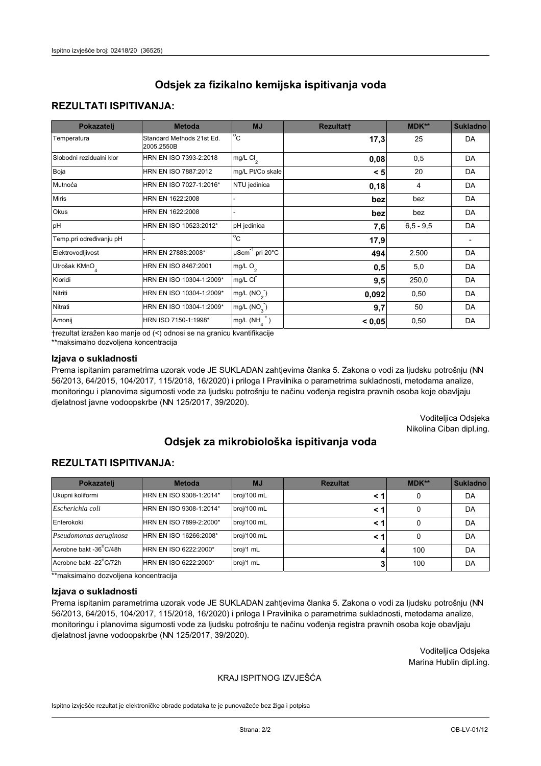## Odsjek za fizikalno kemijska ispitivanja voda

### REZULTATI ISPITIVANJA:

| Pokazatelj | Metoda | MJ | Rezultat† | MDK** | Sukladno |
|---|---|---|---|---|---|
| Temperatura | Standard Methods 21st Ed. 2005.2550B | °C | **17,3** | 25 | DA |
| Slobodni rezidualni klor | HRN EN ISO 7393-2:2018 | mg/L $Cl_2$ | **0,08** | 0,5 | DA |
| Boja | HRN EN ISO 7887:2012 | mg/L Pt/Co skale | **< 5** | 20 | DA |
| Mutnoća | HRN EN ISO 7027-1:2016* | NTU jedinica | **0,18** | 4 | DA |
| Miris | HRN EN 1622:2008 | - | **bez** | bez | DA |
| Okus | HRN EN 1622:2008 | - | **bez** | bez | DA |
| pH | HRN EN ISO 10523:2012* | pH jedinica | **7,6** | 6,5 - 9,5 | DA |
| Temp.pri određivanju pH | - | °C | **17,9** | | - |
| Elektrovodljivost | HRN EN 27888:2008* | $\mu Scm^{-1}$ pri 20°C | **494** | 2.500 | DA |
| Utrošak $KMnO_4$ | HRN EN ISO 8467:2001 | mg/L $O_2$ | **0,5** | 5,0 | DA |
| Kloridi | HRN EN ISO 10304-1:2009* | mg/L $Cl^-$ | **9,5** | 250,0 | DA |
| Nitriti | HRN EN ISO 10304-1:2009* | mg/L ($NO_2^-$) | **0,092** | 0,50 | DA |
| Nitrati | HRN EN ISO 10304-1:2009* | mg/L ($NO_3^-$) | **9,7** | 50 | DA |
| Amonij | HRN ISO 7150-1:1998* | mg/L ($NH_4^+$) | **< 0,05** | 0,50 | DA |

†rezultat izražen kao manje od (<) odnosi se na granicu kvantifikacije
**maksimalno dozvoljena koncentracija

### Izjava o sukladnosti

Prema ispitanim parametrima uzorak vode JE SUKLADAN zahtjevima članka 5. Zakona o vodi za ljudsku potrošnju (NN 56/2013, 64/2015, 104/2017, 115/2018, 16/2020) i priloga I Pravilnika o parametrima sukladnosti, metodama analize, monitoringu i planovima sigurnosti vode za ljudsku potrošnju te načinu vođenja registra pravnih osoba koje obavljaju djelatnost javne vodoopskrbe (NN 125/2017, 39/2020).

Voditeljica Odsjeka
Nikolina Ciban dipl.ing.

## Odsjek za mikrobiološka ispitivanja voda

### REZULTATI ISPITIVANJA:

| Pokazatelj | Metoda | MJ | Rezultat | MDK** | Sukladno |
|---|---|---|---|---|---|
| Ukupni koliformi | HRN EN ISO 9308-1:2014* | broj/100 mL | **< 1** | 0 | DA |
| *Escherichia coli* | HRN EN ISO 9308-1:2014* | broj/100 mL | **< 1** | 0 | DA |
| Enterokoki | HRN EN ISO 7899-2:2000* | broj/100 mL | **< 1** | 0 | DA |
| *Pseudomonas aeruginosa* | HRN EN 16266:2008* | broj/100 mL | **< 1** | 0 | DA |
| Aerobne bakt -36°C/48h | HRN EN ISO 6222:2000* | broj/1 mL | **4** | 100 | DA |
| Aerobne bakt -22°C/72h | HRN EN ISO 6222:2000* | broj/1 mL | **3** | 100 | DA |

**maksimalno dozvoljena koncentracija

### Izjava o sukladnosti

Prema ispitanim parametrima uzorak vode JE SUKLADAN zahtjevima članka 5. Zakona o vodi za ljudsku potrošnju (NN 56/2013, 64/2015, 104/2017, 115/2018, 16/2020) i priloga I Pravilnika o parametrima sukladnosti, metodama analize, monitoringu i planovima sigurnosti vode za ljudsku potrošnju te načinu vođenja registra pravnih osoba koje obavljaju djelatnost javne vodoopskrbe (NN 125/2017, 39/2020).

Voditeljica Odsjeka
Marina Hublin dipl.ing.

KRAJ ISPITNOG IZVJEŠĆA

Ispitno izvješće rezultat je elektroničke obrade podataka te je punovažeće bez žiga i potpisa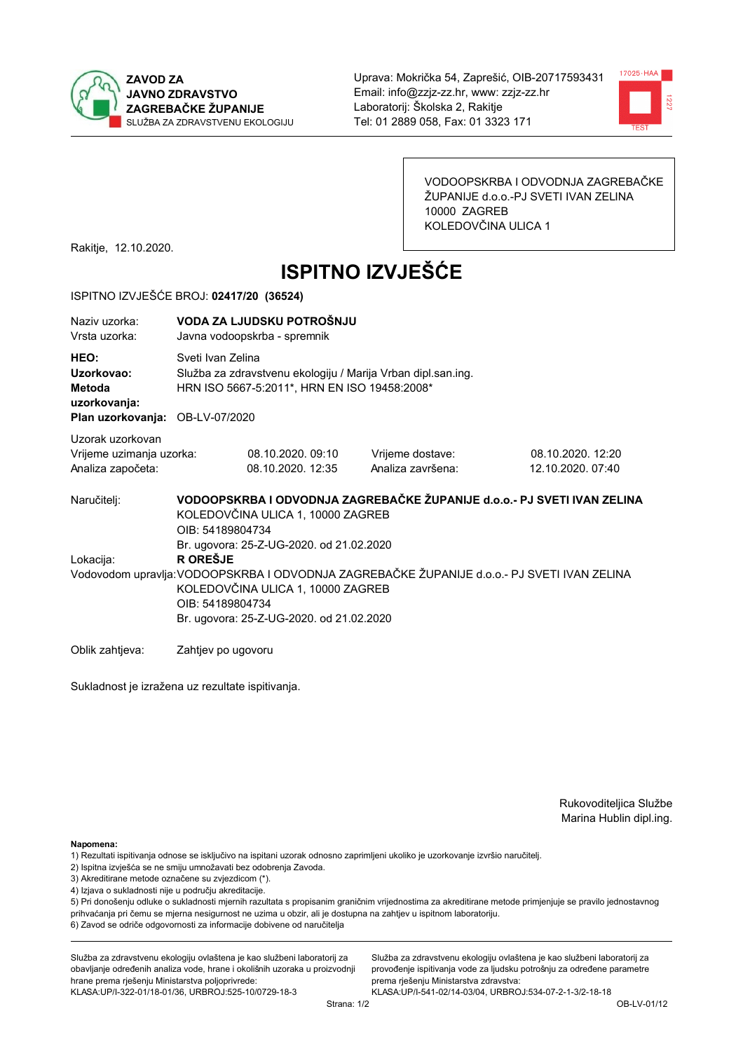**ZAVOD ZA JAVNO ZDRAVSTVO ZAGREBAČKE ŽUPANIJE**
SLUŽBA ZA ZDRAVSTVENU EKOLOGIJU

Uprava: Mokrička 54, Zaprešić, OIB-20717593431
Email: info@zzjz-zz.hr, www: zzjz-zz.hr
Laboratorij: Školska 2, Rakitje
Tel: 01 2889 058, Fax: 01 3323 171

VODOOPSKRBA I ODVODNJA ZAGREBAČKE ŽUPANIJE d.o.o.-PJ SVETI IVAN ZELINA
10000 ZAGREB
KOLEDOVČINA ULICA 1

Rakitje, 12.10.2020.

# ISPITNO IZVJEŠĆE

ISPITNO IZVJEŠĆE BROJ: **02417/20 (36524)**

Naziv uzorka: **VODA ZA LJUDSKU POTROŠNJU**
Vrsta uzorka: Javna vodoopskrba - spremnik

**HEO:** Sveti Ivan Zelina
**Uzorkovao:** Služba za zdravstvenu ekologiju / Marija Vrban dipl.san.ing.
**Metoda uzorkovanja:** HRN ISO 5667-5:2011*, HRN EN ISO 19458:2008*
**Plan uzorkovanja:** OB-LV-07/2020

Uzorak uzorkovan

| Vrijeme uzimanja uzorka: | 08.10.2020. 09:10 | Vrijeme dostave: | 08.10.2020. 12:20 |
|---|---|---|---|
| Analiza započeta: | 08.10.2020. 12:35 | Analiza završena: | 12.10.2020. 07:40 |

Naručitelj: **VODOOPSKRBA I ODVODNJA ZAGREBAČKE ŽUPANIJE d.o.o.- PJ SVETI IVAN ZELINA**
KOLEDOVČINA ULICA 1, 10000 ZAGREB
OIB: 54189804734
Br. ugovora: 25-Z-UG-2020. od 21.02.2020

Lokacija: **R OREŠJE**

Vodovodom upravlja: VODOOPSKRBA I ODVODNJA ZAGREBAČKE ŽUPANIJE d.o.o.- PJ SVETI IVAN ZELINA
KOLEDOVČINA ULICA 1, 10000 ZAGREB
OIB: 54189804734
Br. ugovora: 25-Z-UG-2020. od 21.02.2020

Oblik zahtjeva: Zahtjev po ugovoru

Sukladnost je izražena uz rezultate ispitivanja.

Rukoviditeljica Službe
Marina Hublin dipl.ing.

**Napomena:**
1) Rezultati ispitivanja odnose se isključivo na ispitani uzorak odnosno zaprimljeni ukoliko je uzorkovanje izvršio naručitelj.
2) Ispitna izvješća se ne smiju umnožavati bez odobrenja Zavoda.
3) Akreditirane metode označene su zvjezdicom (*).
4) Izjava o sukladnosti nije u području akreditacije.
5) Pri donošenju odluke o sukladnosti mjernih razultata s propisanim graničnim vrijednostima za akreditirane metode primjenjuje se pravilo jednostavnog prihvaćanja pri čemu se mjerna nesigurnost ne uzima u obzir, ali je dostupna na zahtjev u ispitnom laboratoriju.
6) Zavod se odriče odgovornosti za informacije dobivene od naručitelja

Služba za zdravstvenu ekologiju ovlaštena je kao službeni laboratorij za obavljanje određenih analiza vode, hrane i okolišnih uzoraka u proizvodnji hrane prema rješenju Ministarstva poljoprivrede: KLASA:UP/I-322-01/18-01/36, URBROJ:525-10/0729-18-3

Služba za zdravstvenu ekologiju ovlaštena je kao službeni laboratorij za provođenje ispitivanja vode za ljudsku potrošnju za određene parametre prema rješenju Ministarstva zdravstva: KLASA:UP/I-541-02/14-03/04, URBROJ:534-07-2-1-3/2-18-18

OB-LV-01/12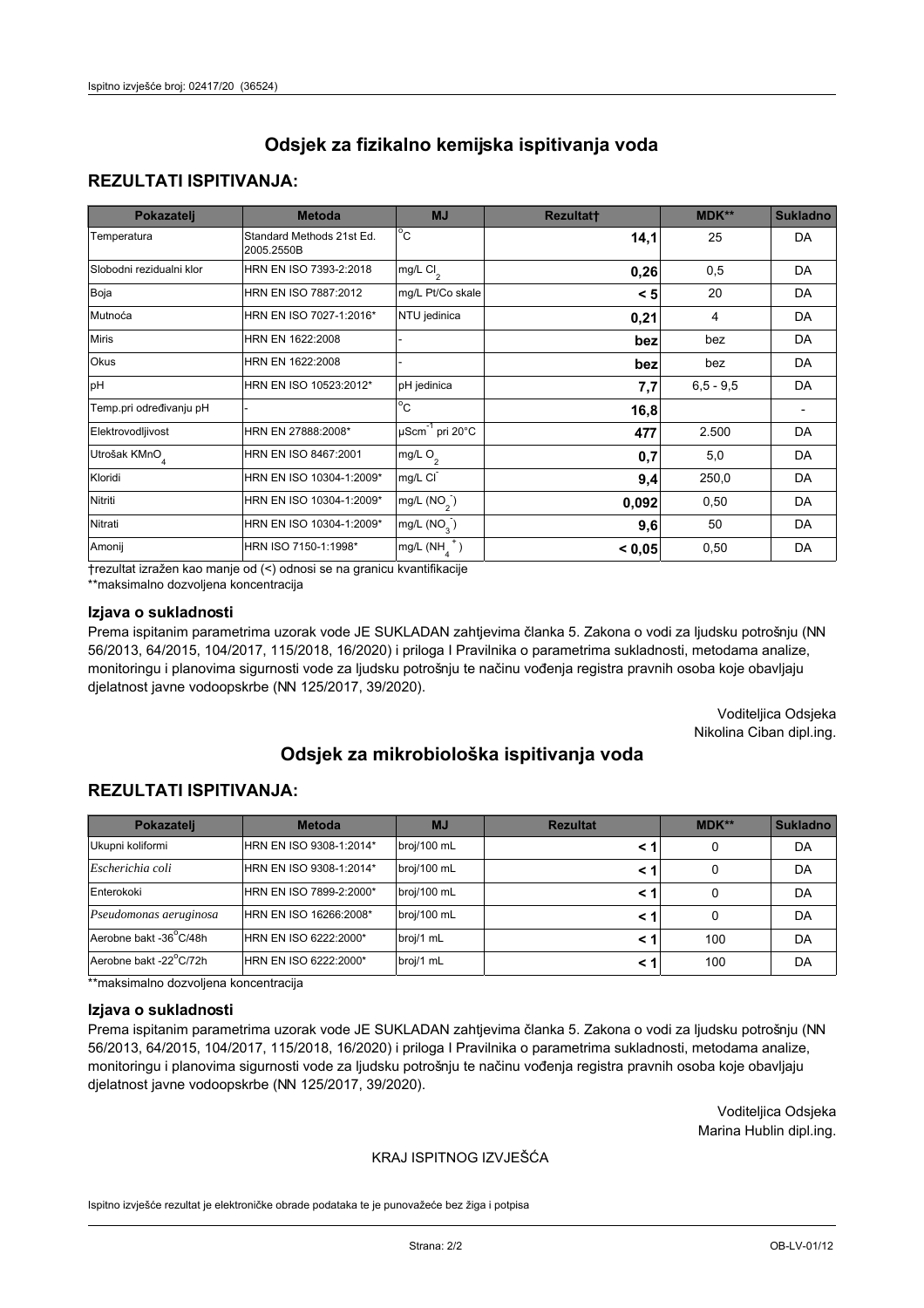# Odsjek za fizikalno kemijska ispitivanja voda

## REZULTATI ISPITIVANJA:

| Pokazatelj | Metoda | MJ | Rezultat† | MDK** | Sukladno |
|---|---|---|---|---|---|
| Temperatura | Standard Methods 21st Ed. 2005.2550B | °C | **14,1** | 25 | DA |
| Slobodni rezidualni klor | HRN EN ISO 7393-2:2018 | mg/L $Cl_2$ | **0,26** | 0,5 | DA |
| Boja | HRN EN ISO 7887:2012 | mg/L Pt/Co skale | **< 5** | 20 | DA |
| Mutnoća | HRN EN ISO 7027-1:2016* | NTU jedinica | **0,21** | 4 | DA |
| Miris | HRN EN 1622:2008 | - | **bez** | bez | DA |
| Okus | HRN EN 1622:2008 | - | **bez** | bez | DA |
| pH | HRN EN ISO 10523:2012* | pH jedinica | **7,7** | 6,5 - 9,5 | DA |
| Temp.pri određivanju pH | - | °C | **16,8** | | - |
| Elektrovodljivost | HRN EN 27888:2008* | $\mu Scm^{-1}$ pri 20°C | **477** | 2.500 | DA |
| Utrošak $KMnO_4$ | HRN EN ISO 8467:2001 | mg/L $O_2$ | **0,7** | 5,0 | DA |
| Kloridi | HRN EN ISO 10304-1:2009* | mg/L $Cl^-$ | **9,4** | 250,0 | DA |
| Nitriti | HRN EN ISO 10304-1:2009* | mg/L ($NO_2^-$) | **0,092** | 0,50 | DA |
| Nitrati | HRN EN ISO 10304-1:2009* | mg/L ($NO_3^-$) | **9,6** | 50 | DA |
| Amonij | HRN ISO 7150-1:1998* | mg/L ($NH_4^+$) | **< 0,05** | 0,50 | DA |

†rezultat izražen kao manje od (<) odnosi se na granicu kvantifikacije
**maksimalno dozvoljena koncentracija

### Izjava o sukladnosti

Prema ispitanim parametrima uzorak vode JE SUKLADAN zahtjevima članka 5. Zakona o vodi za ljudsku potrošnju (NN 56/2013, 64/2015, 104/2017, 115/2018, 16/2020) i priloga I Pravilnika o parametrima sukladnosti, metodama analize, monitoringu i planovima sigurnosti vode za ljudsku potrošnju te načinu vođenja registra pravnih osoba koje obavljaju djelatnost javne vodoopskrbe (NN 125/2017, 39/2020).

Voditeljica Odsjeka
Nikolina Ciban dipl.ing.

# Odsjek za mikrobiološka ispitivanja voda

## REZULTATI ISPITIVANJA:

| Pokazatelj | Metoda | MJ | Rezultat | MDK** | Sukladno |
|---|---|---|---|---|---|
| Ukupni koliformi | HRN EN ISO 9308-1:2014* | broj/100 mL | **< 1** | 0 | DA |
| *Escherichia coli* | HRN EN ISO 9308-1:2014* | broj/100 mL | **< 1** | 0 | DA |
| Enterokoki | HRN EN ISO 7899-2:2000* | broj/100 mL | **< 1** | 0 | DA |
| *Pseudomonas aeruginosa* | HRN EN ISO 16266:2008* | broj/100 mL | **< 1** | 0 | DA |
| Aerobne bakt -36°C/48h | HRN EN ISO 6222:2000* | broj/1 mL | **< 1** | 100 | DA |
| Aerobne bakt -22°C/72h | HRN EN ISO 6222:2000* | broj/1 mL | **< 1** | 100 | DA |

**maksimalno dozvoljena koncentracija

### Izjava o sukladnosti

Prema ispitanim parametrima uzorak vode JE SUKLADAN zahtjevima članka 5. Zakona o vodi za ljudsku potrošnju (NN 56/2013, 64/2015, 104/2017, 115/2018, 16/2020) i priloga I Pravilnika o parametrima sukladnosti, metodama analize, monitoringu i planovima sigurnosti vode za ljudsku potrošnju te načinu vođenja registra pravnih osoba koje obavljaju djelatnost javne vodoopskrbe (NN 125/2017, 39/2020).

Voditeljica Odsjeka
Marina Hublin dipl.ing.

KRAJ ISPITNOG IZVJEŠĆA

Ispitno izvješće rezultat je elektroničke obrade podataka te je punovažeće bez žiga i potpisa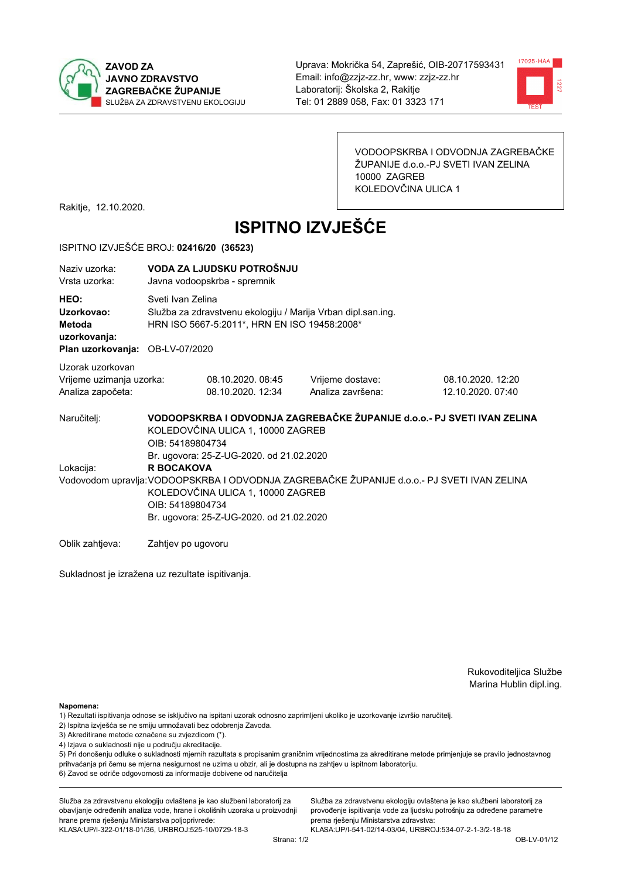**ZAVOD ZA JAVNO ZDRAVSTVO ZAGREBAČKE ŽUPANIJE**
SLUŽBA ZA ZDRAVSTVENU EKOLOGIJU

Uprava: Mokrička 54, Zaprešić, OIB-20717593431
Email: info@zzjz-zz.hr, www: zzjz-zz.hr
Laboratorij: Školska 2, Rakitje
Tel: 01 2889 058, Fax: 01 3323 171

VODOOPSKRBA I ODVODNJA ZAGREBAČKE ŽUPANIJE d.o.o.-PJ SVETI IVAN ZELINA
10000 ZAGREB
KOLEDOVČINA ULICA 1

Rakitje, 12.10.2020.

# ISPITNO IZVJEŠĆE

ISPITNO IZVJEŠĆE BROJ: **02416/20 (36523)**

| | |
|---|---|
| Naziv uzorka: | **VODA ZA LJUDSKU POTROŠNJU** |
| Vrsta uzorka: | Javna vodoopskrba - spremnik |
| **HEO:** | Sveti Ivan Zelina |
| **Uzorkovao:** | Služba za zdravstvenu ekologiju / Marija Vrban dipl.san.ing. |
| **Metoda uzorkovanja:** | HRN ISO 5667-5:2011*, HRN EN ISO 19458:2008* |
| **Plan uzorkovanja:** | OB-LV-07/2020 |

Uzorak uzorkovan

| | | | |
|---|---|---|---|
| Vrijeme uzimanja uzorka: | 08.10.2020. 08:45 | Vrijeme dostave: | 08.10.2020. 12:20 |
| Analiza započeta: | 08.10.2020. 12:34 | Analiza završena: | 12.10.2020. 07:40 |

Naručitelj: **VODOOPSKRBA I ODVODNJA ZAGREBAČKE ŽUPANIJE d.o.o.- PJ SVETI IVAN ZELINA**
KOLEDOVČINA ULICA 1, 10000 ZAGREB
OIB: 54189804734
Br. ugovora: 25-Z-UG-2020. od 21.02.2020

Lokacija: **R BOCAKOVA**

Vodovodom upravlja: VODOOPSKRBA I ODVODNJA ZAGREBAČKE ŽUPANIJE d.o.o.- PJ SVETI IVAN ZELINA
KOLEDOVČINA ULICA 1, 10000 ZAGREB
OIB: 54189804734
Br. ugovora: 25-Z-UG-2020. od 21.02.2020

Oblik zahtjeva: Zahtjev po ugovoru

Sukladnost je izražena uz rezultate ispitivanja.

Rukovoditeljica Službe
Marina Hublin dipl.ing.

**Napomena:**
1) Rezultati ispitivanja odnose se isključivo na ispitani uzorak odnosno zaprimljeni ukoliko je uzorkovanje izvršio naručitelj.
2) Ispitna izvješća se ne smiju umnožavati bez odobrenja Zavoda.
3) Akreditirane metode označene su zvjezdicom (*).
4) Izjava o sukladnosti nije u području akreditacije.
5) Pri donošenju odluke o sukladnosti mjernih razultata s propisanim graničnim vrijednostima za akreditirane metode primjenjuje se pravilo jednostavnog prihvaćanja pri čemu se mjerna nesigurnost ne uzima u obzir, ali je dostupna na zahtjev u ispitnom laboratoriju.
6) Zavod se odriče odgovornosti za informacije dobivene od naručitelja

Služba za zdravstvenu ekologiju ovlaštena je kao službeni laboratorij za obavljanje određenih analiza vode, hrane i okolišnih uzoraka u proizvodnji hrane prema rješenju Ministarstva poljoprivrede:
KLASA:UP/I-322-01/18-01/36, URBROJ:525-10/0729-18-3

Služba za zdravstvenu ekologiju ovlaštena je kao službeni laboratorij za provođenje ispitivanja vode za ljudsku potrošnju za određene parametre prema rješenju Ministarstva zdravstva:
KLASA:UP/I-541-02/14-03/04, URBROJ:534-07-2-1-3/2-18-18

OB-LV-01/12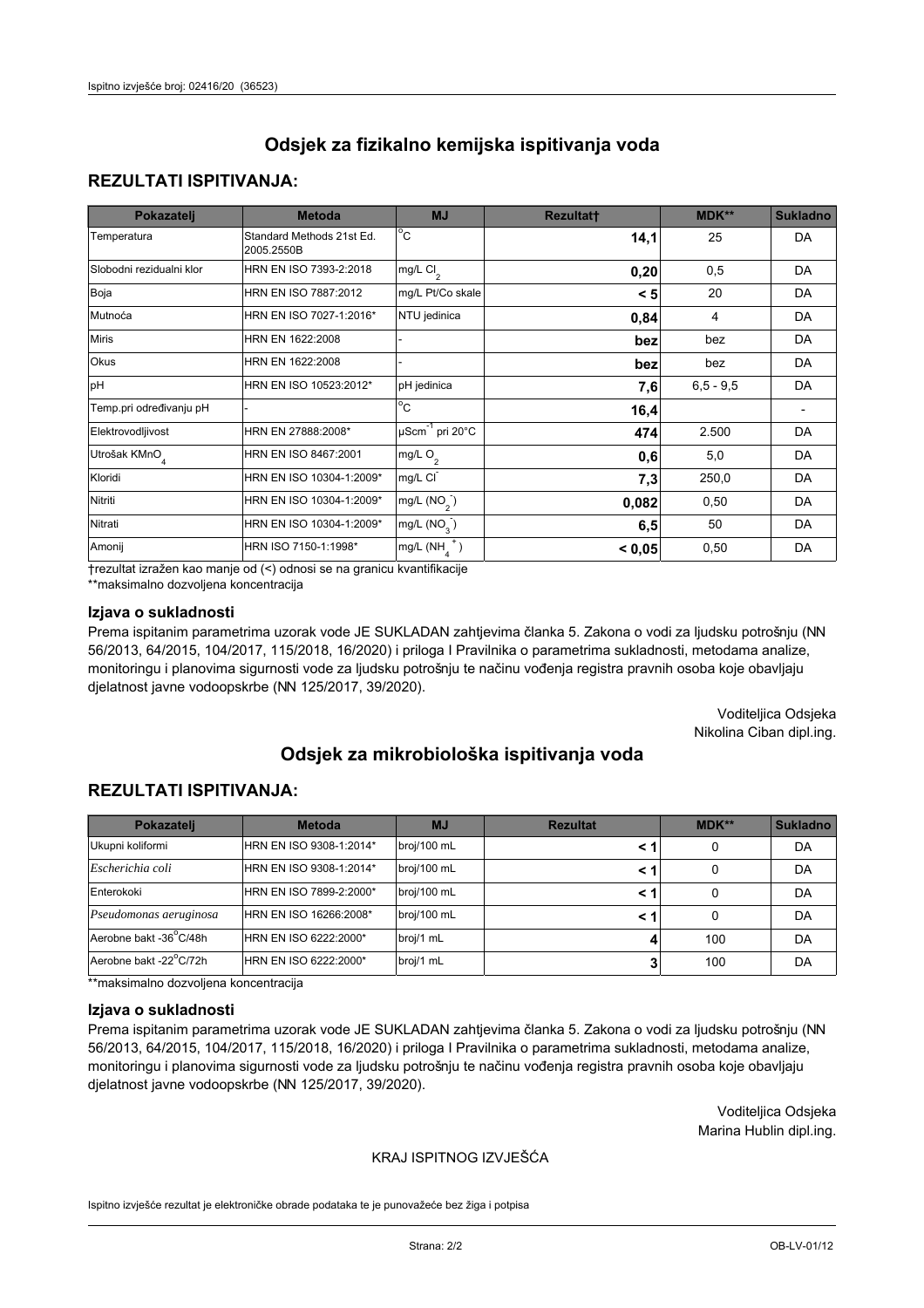# Odsjek za fizikalno kemijska ispitivanja voda

## REZULTATI ISPITIVANJA:

| Pokazatelj | Metoda | MJ | Rezultat† | MDK** | Sukladno |
|---|---|---|---|---|---|
| Temperatura | Standard Methods 21st Ed. 2005.2550B | °C | **14,1** | 25 | DA |
| Slobodni rezidualni klor | HRN EN ISO 7393-2:2018 | mg/L $Cl_2$ | **0,20** | 0,5 | DA |
| Boja | HRN EN ISO 7887:2012 | mg/L Pt/Co skale | **< 5** | 20 | DA |
| Mutnoća | HRN EN ISO 7027-1:2016* | NTU jedinica | **0,84** | 4 | DA |
| Miris | HRN EN 1622:2008 | - | **bez** | bez | DA |
| Okus | HRN EN 1622:2008 | - | **bez** | bez | DA |
| pH | HRN EN ISO 10523:2012* | pH jedinica | **7,6** | 6,5 - 9,5 | DA |
| Temp.pri određivanju pH | - | °C | **16,4** | | - |
| Elektrovodljivost | HRN EN 27888:2008* | $\mu Scm^{-1}$ pri 20°C | **474** | 2.500 | DA |
| Utrošak $KMnO_4$ | HRN EN ISO 8467:2001 | mg/L $O_2$ | **0,6** | 5,0 | DA |
| Kloridi | HRN EN ISO 10304-1:2009* | mg/L $Cl^-$ | **7,3** | 250,0 | DA |
| Nitriti | HRN EN ISO 10304-1:2009* | mg/L ($NO_2^-$) | **0,082** | 0,50 | DA |
| Nitrati | HRN EN ISO 10304-1:2009* | mg/L ($NO_3^-$) | **6,5** | 50 | DA |
| Amonij | HRN ISO 7150-1:1998* | mg/L ($NH_4^+$) | **< 0,05** | 0,50 | DA |

†rezultat izražen kao manje od (<) odnosi se na granicu kvantifikacije
**maksimalno dozvoljena koncentracija

### Izjava o sukladnosti

Prema ispitanim parametrima uzorak vode JE SUKLADAN zahtjevima članka 5. Zakona o vodi za ljudsku potrošnju (NN 56/2013, 64/2015, 104/2017, 115/2018, 16/2020) i priloga I Pravilnika o parametrima sukladnosti, metodama analize, monitoringu i planovima sigurnosti vode za ljudsku potrošnju te načinu vođenja registra pravnih osoba koje obavljaju djelatnost javne vodoopskrbe (NN 125/2017, 39/2020).

Voditeljica Odsjeka
Nikolina Ciban dipl.ing.

# Odsjek za mikrobiološka ispitivanja voda

## REZULTATI ISPITIVANJA:

| Pokazatelj | Metoda | MJ | Rezultat | MDK** | Sukladno |
|---|---|---|---|---|---|
| Ukupni koliformi | HRN EN ISO 9308-1:2014* | broj/100 mL | **< 1** | 0 | DA |
| *Escherichia coli* | HRN EN ISO 9308-1:2014* | broj/100 mL | **< 1** | 0 | DA |
| Enterokoki | HRN EN ISO 7899-2:2000* | broj/100 mL | **< 1** | 0 | DA |
| *Pseudomonas aeruginosa* | HRN EN 16266:2008* | broj/100 mL | **< 1** | 0 | DA |
| Aerobne bakt -36°C/48h | HRN EN ISO 6222:2000* | broj/1 mL | **4** | 100 | DA |
| Aerobne bakt -22°C/72h | HRN EN ISO 6222:2000* | broj/1 mL | **3** | 100 | DA |

**maksimalno dozvoljena koncentracija

### Izjava o sukladnosti

Prema ispitanim parametrima uzorak vode JE SUKLADAN zahtjevima članka 5. Zakona o vodi za ljudsku potrošnju (NN 56/2013, 64/2015, 104/2017, 115/2018, 16/2020) i priloga I Pravilnika o parametrima sukladnosti, metodama analize, monitoringu i planovima sigurnosti vode za ljudsku potrošnju te načinu vođenja registra pravnih osoba koje obavljaju djelatnost javne vodoopskrbe (NN 125/2017, 39/2020).

Voditeljica Odsjeka
Marina Hublin dipl.ing.

KRAJ ISPITNOG IZVJEŠĆA

Ispitno izvješće rezultat je elektroničke obrade podataka te je punovažeće bez žiga i potpisa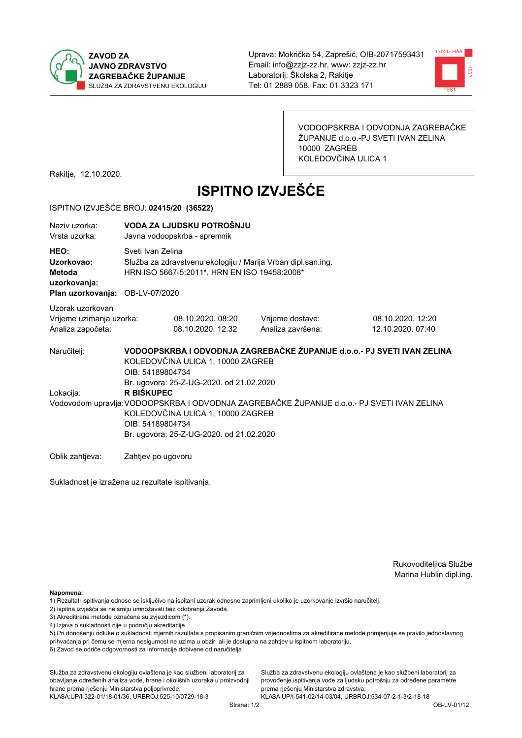**ZAVOD ZA JAVNO ZDRAVSTVO ZAGREBAČKE ŽUPANIJE**
SLUŽBA ZA ZDRAVSTVENU EKOLOGIJU

Uprava: Mokrička 54, Zaprešić, OIB-20717593431
Email: info@zzjz-zz.hr, www: zzjz-zz.hr
Laboratorij: Školska 2, Rakitje
Tel: 01 2889 058, Fax: 01 3323 171

VODOOPSKRBA I ODVODNJA ZAGREBAČKE ŽUPANIJE d.o.o.-PJ SVETI IVAN ZELINA
10000 ZAGREB
KOLEDOVČINA ULICA 1

Rakitje, 12.10.2020.

# ISPITNO IZVJEŠĆE

ISPITNO IZVJEŠĆE BROJ: **02415/20 (36522)**

| | |
|---|---|
| Naziv uzorka: | **VODA ZA LJUDSKU POTROŠNJU** |
| Vrsta uzorka: | Javna vodoopskrba - spremnik |
| **HEO:** | Sveti Ivan Zelina |
| **Uzorkovao:** | Služba za zdravstvenu ekologiju / Marija Vrban dipl.san.ing. |
| **Metoda uzorkovanja:** | HRN ISO 5667-5:2011*, HRN EN ISO 19458:2008* |
| **Plan uzorkovanja:** | OB-LV-07/2020 |

Uzorak uzorkovan

| | | | |
|---|---|---|---|
| Vrijeme uzimanja uzorka: | 08.10.2020. 08:20 | Vrijeme dostave: | 08.10.2020. 12:20 |
| Analiza započeta: | 08.10.2020. 12:32 | Analiza završena: | 12.10.2020. 07:40 |

Naručitelj: **VODOOPSKRBA I ODVODNJA ZAGREBAČKE ŽUPANIJE d.o.o.- PJ SVETI IVAN ZELINA**
KOLEDOVČINA ULICA 1, 10000 ZAGREB
OIB: 54189804734
Br. ugovora: 25-Z-UG-2020. od 21.02.2020

Lokacija: **R BIŠKUPEC**

Vodovodom upravlja: VODOOPSKRBA I ODVODNJA ZAGREBAČKE ŽUPANIJE d.o.o.- PJ SVETI IVAN ZELINA
KOLEDOVČINA ULICA 1, 10000 ZAGREB
OIB: 54189804734
Br. ugovora: 25-Z-UG-2020. od 21.02.2020

Oblik zahtjeva: Zahtjev po ugovoru

Sukladnost je izražena uz rezultate ispitivanja.

Rukoviditeljica Službe
Marina Hublin dipl.ing.

**Napomena:**
1) Rezultati ispitivanja odnose se isključivo na ispitani uzorak odnosno zaprimljeni ukoliko je uzorkovanje izvršio naručitelj.
2) Ispitna izvješća se ne smiju umnožavati bez odobrenja Zavoda.
3) Akreditirane metode označene su zvjezdicom (*).
4) Izjava o sukladnosti nije u području akreditacije.
5) Pri donošenju odluke o sukladnosti mjernih razultata s propisanim graničnim vrijednostima za akreditirane metode primjenjuje se pravilo jednostavnog prihvaćanja pri čemu se mjerna nesigurnost ne uzima u obzir, ali je dostupna na zahtjev u ispitnom laboratoriju.
6) Zavod se odriče odgovornosti za informacije dobivene od naručitelja

Služba za zdravstvenu ekologiju ovlaštena je kao službeni laboratorij za obavljanje određenih analiza vode, hrane i okolišnih uzoraka u proizvodnji hrane prema rješenju Ministarstva poljoprivrede:
KLASA:UP/I-322-01/18-01/36, URBROJ:525-10/0729-18-3

Služba za zdravstvenu ekologiju ovlaštena je kao službeni laboratorij za provođenje ispitivanja vode za ljudsku potrošnju za određene parametre prema rješenju Ministarstva zdravstva:
KLASA:UP/I-541-02/14-03/04, URBROJ:534-07-2-1-3/2-18-18

OB-LV-01/12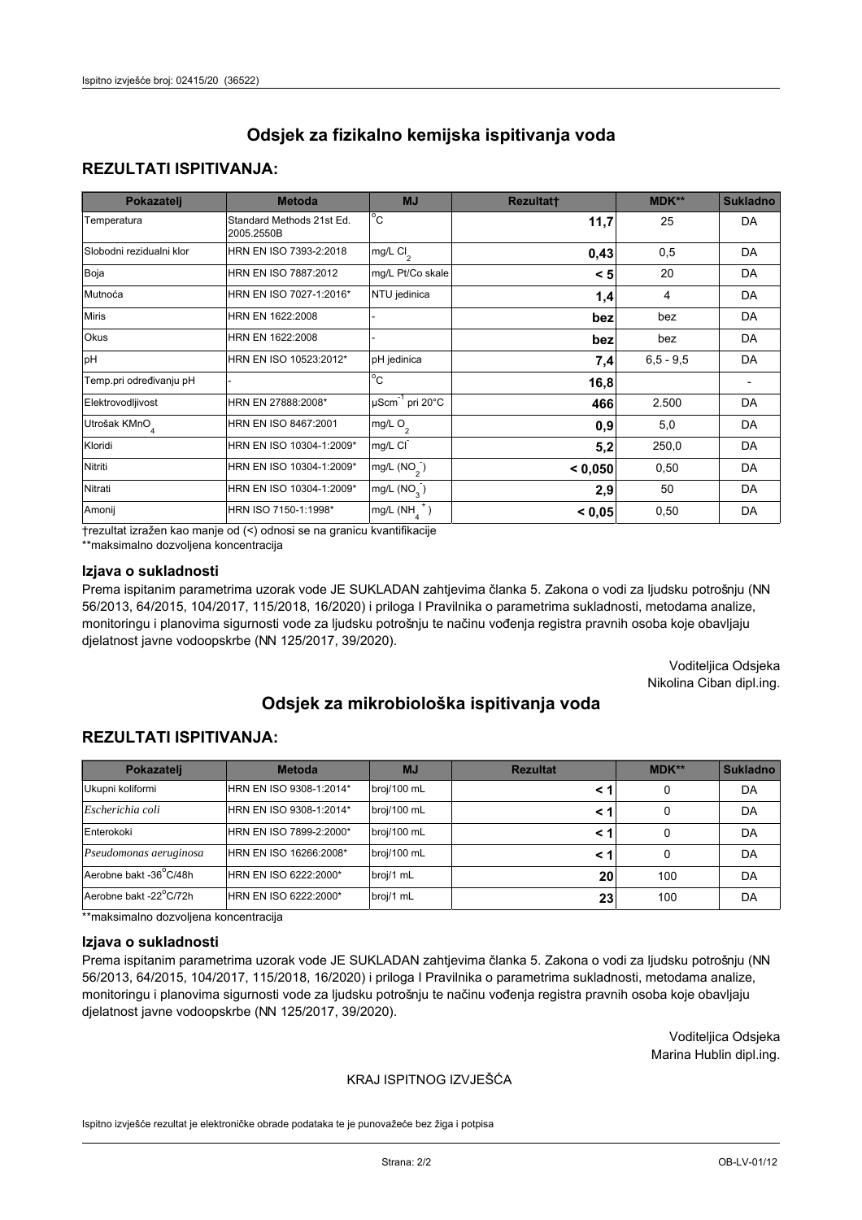# Odsjek za fizikalno kemijska ispitivanja voda

## REZULTATI ISPITIVANJA:

| Pokazatelj | Metoda | MJ | Rezultat† | MDK** | Sukladno |
|---|---|---|---|---|---|
| Temperatura | Standard Methods 21st Ed. 2005.2550B | °C | **11,7** | 25 | DA |
| Slobodni rezidualni klor | HRN EN ISO 7393-2:2018 | mg/L $Cl_2$ | **0,43** | 0,5 | DA |
| Boja | HRN EN ISO 7887:2012 | mg/L Pt/Co skale | **< 5** | 20 | DA |
| Mutnoća | HRN EN ISO 7027-1:2016* | NTU jedinica | **1,4** | 4 | DA |
| Miris | HRN EN 1622:2008 | - | **bez** | bez | DA |
| Okus | HRN EN 1622:2008 | - | **bez** | bez | DA |
| pH | HRN EN ISO 10523:2012* | pH jedinica | **7,4** | 6,5 - 9,5 | DA |
| Temp.pri određivanju pH | - | °C | **16,8** | | - |
| Elektrovodljivost | HRN EN 27888:2008* | $\mu Scm^{-1}$ pri 20°C | **466** | 2.500 | DA |
| Utrošak $KMnO_4$ | HRN EN ISO 8467:2001 | mg/L $O_2$ | **0,9** | 5,0 | DA |
| Kloridi | HRN EN ISO 10304-1:2009* | mg/L $Cl^-$ | **5,2** | 250,0 | DA |
| Nitriti | HRN EN ISO 10304-1:2009* | mg/L $(NO_2^-)$ | **< 0,050** | 0,50 | DA |
| Nitrati | HRN EN ISO 10304-1:2009* | mg/L $(NO_3^-)$ | **2,9** | 50 | DA |
| Amonij | HRN ISO 7150-1:1998* | mg/L $(NH_4^+)$ | **< 0,05** | 0,50 | DA |

†rezultat izražen kao manje od (<) odnosi se na granicu kvantifikacije
**maksimalno dozvoljena koncentracija

### Izjava o sukladnosti

Prema ispitanim parametrima uzorak vode JE SUKLADAN zahtjevima članka 5. Zakona o vodi za ljudsku potrošnju (NN 56/2013, 64/2015, 104/2017, 115/2018, 16/2020) i priloga I Pravilnika o parametrima sukladnosti, metodama analize, monitoringu i planovima sigurnosti vode za ljudsku potrošnju te načinu vođenja registra pravnih osoba koje obavljaju djelatnost javne vodoopskrbe (NN 125/2017, 39/2020).

Voditeljica Odsjeka
Nikolina Ciban dipl.ing.

# Odsjek za mikrobiološka ispitivanja voda

## REZULTATI ISPITIVANJA:

| Pokazatelj | Metoda | MJ | Rezultat | MDK** | Sukladno |
|---|---|---|---|---|---|
| Ukupni koliformi | HRN EN ISO 9308-1:2014* | broj/100 mL | **< 1** | 0 | DA |
| *Escherichia coli* | HRN EN ISO 9308-1:2014* | broj/100 mL | **< 1** | 0 | DA |
| Enterokoki | HRN EN ISO 7899-2:2000* | broj/100 mL | **< 1** | 0 | DA |
| *Pseudomonas aeruginosa* | HRN EN ISO 16266:2008* | broj/100 mL | **< 1** | 0 | DA |
| Aerobne bakt -36°C/48h | HRN EN ISO 6222:2000* | broj/1 mL | **20** | 100 | DA |
| Aerobne bakt -22°C/72h | HRN EN ISO 6222:2000* | broj/1 mL | **23** | 100 | DA |

**maksimalno dozvoljena koncentracija

### Izjava o sukladnosti

Prema ispitanim parametrima uzorak vode JE SUKLADAN zahtjevima članka 5. Zakona o vodi za ljudsku potrošnju (NN 56/2013, 64/2015, 104/2017, 115/2018, 16/2020) i priloga I Pravilnika o parametrima sukladnosti, metodama analize, monitoringu i planovima sigurnosti vode za ljudsku potrošnju te načinu vođenja registra pravnih osoba koje obavljaju djelatnost javne vodoopskrbe (NN 125/2017, 39/2020).

Voditeljica Odsjeka
Marina Hublin dipl.ing.

KRAJ ISPITNOG IZVJEŠĆA

Ispitno izvješće rezultat je elektroničke obrade podataka te je punovažeće bez žiga i potpisa